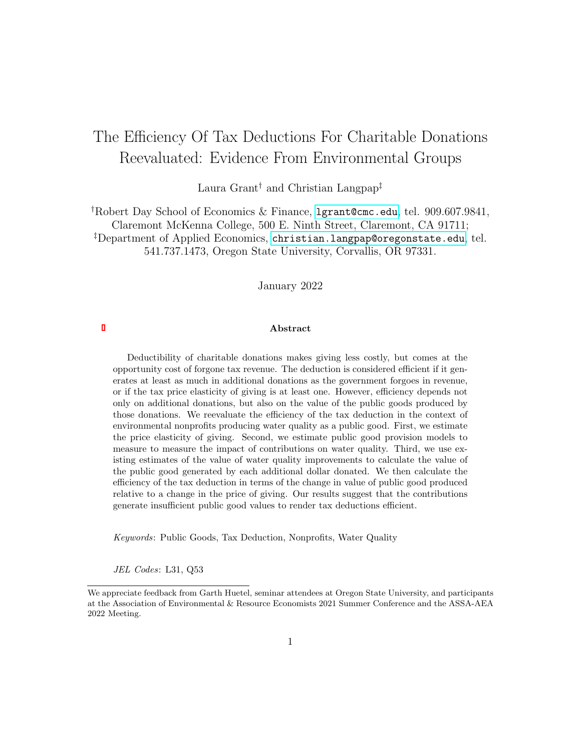# The Efficiency Of Tax Deductions For Charitable Donations Reevaluated: Evidence From Environmental Groups

Laura Grant[†] and Christian Langpap[‡]

[†]Robert Day School of Economics & Finance, lgrant@cmc.edu, tel. 909.607.9841, Claremont McKenna College, 500 E. Ninth Street, Claremont, CA 91711;
[‡]Department of Applied Economics, christian.langpap@oregonstate.edu, tel. 541.737.1473, Oregon State University, Corvallis, OR 97331.

January 2022

**Abstract**

Deductibility of charitable donations makes giving less costly, but comes at the opportunity cost of forgone tax revenue. The deduction is considered efficient if it generates at least as much in additional donations as the government forgoes in revenue, or if the tax price elasticity of giving is at least one. However, efficiency depends not only on additional donations, but also on the value of the public goods produced by those donations. We reevaluate the efficiency of the tax deduction in the context of environmental nonprofits producing water quality as a public good. First, we estimate the price elasticity of giving. Second, we estimate public good provision models to measure to measure the impact of contributions on water quality. Third, we use existing estimates of the value of water quality improvements to calculate the value of the public good generated by each additional dollar donated. We then calculate the efficiency of the tax deduction in terms of the change in value of public good produced relative to a change in the price of giving. Our results suggest that the contributions generate insufficient public good values to render tax deductions efficient.

*Keywords*: Public Goods, Tax Deduction, Nonprofits, Water Quality

*JEL Codes*: L31, Q53

---

We appreciate feedback from Garth Huetel, seminar attendees at Oregon State University, and participants at the Association of Environmental & Resource Economists 2021 Summer Conference and the ASSA-AEA 2022 Meeting.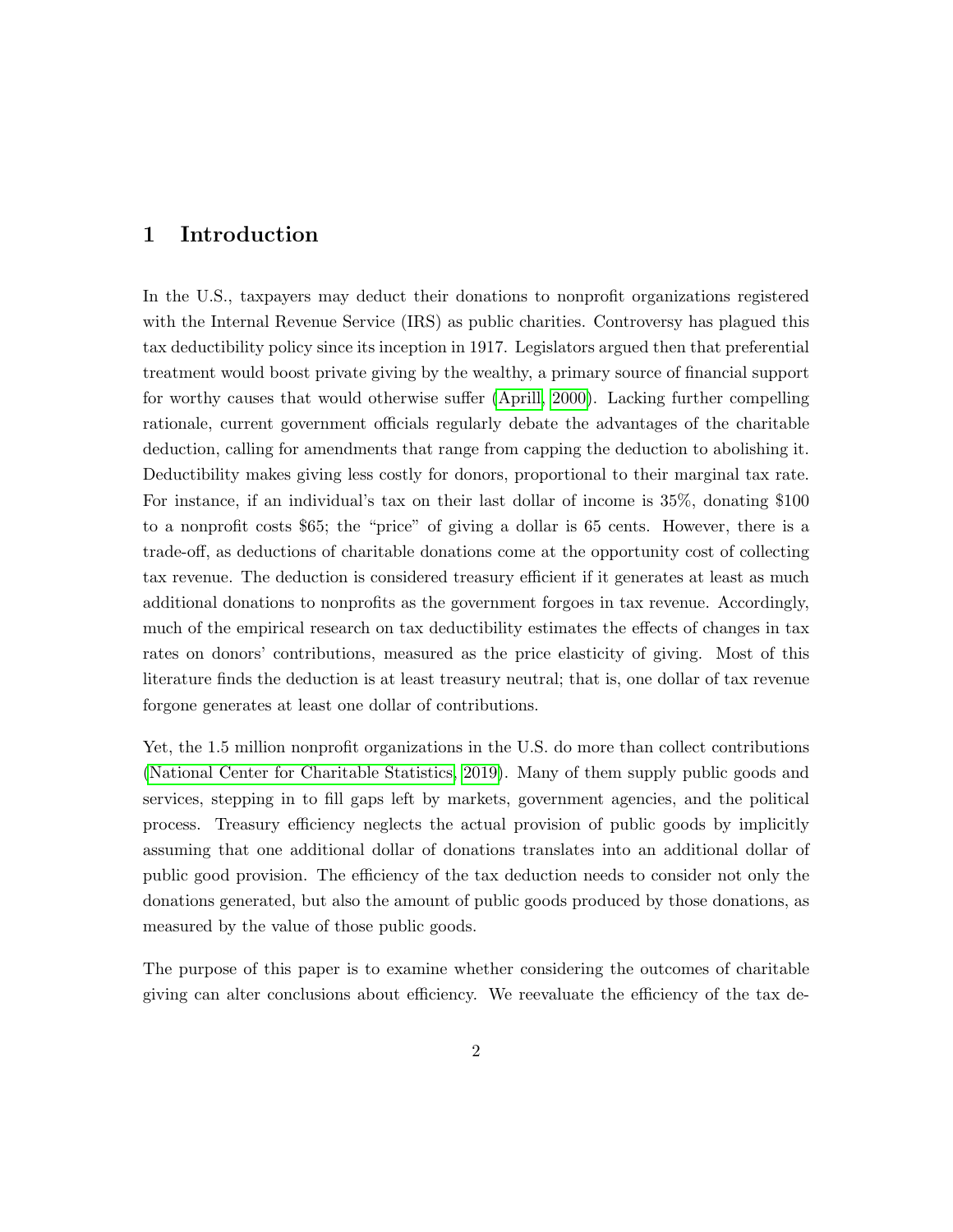## 1 Introduction

In the U.S., taxpayers may deduct their donations to nonprofit organizations registered with the Internal Revenue Service (IRS) as public charities. Controversy has plagued this tax deductibility policy since its inception in 1917. Legislators argued then that preferential treatment would boost private giving by the wealthy, a primary source of financial support for worthy causes that would otherwise suffer (Aprill, 2000). Lacking further compelling rationale, current government officials regularly debate the advantages of the charitable deduction, calling for amendments that range from capping the deduction to abolishing it. Deductibility makes giving less costly for donors, proportional to their marginal tax rate. For instance, if an individual's tax on their last dollar of income is 35%, donating $100 to a nonprofit costs $65; the "price" of giving a dollar is 65 cents. However, there is a trade-off, as deductions of charitable donations come at the opportunity cost of collecting tax revenue. The deduction is considered treasury efficient if it generates at least as much additional donations to nonprofits as the government forgoes in tax revenue. Accordingly, much of the empirical research on tax deductibility estimates the effects of changes in tax rates on donors' contributions, measured as the price elasticity of giving. Most of this literature finds the deduction is at least treasury neutral; that is, one dollar of tax revenue forgone generates at least one dollar of contributions.

Yet, the 1.5 million nonprofit organizations in the U.S. do more than collect contributions (National Center for Charitable Statistics, 2019). Many of them supply public goods and services, stepping in to fill gaps left by markets, government agencies, and the political process. Treasury efficiency neglects the actual provision of public goods by implicitly assuming that one additional dollar of donations translates into an additional dollar of public good provision. The efficiency of the tax deduction needs to consider not only the donations generated, but also the amount of public goods produced by those donations, as measured by the value of those public goods.

The purpose of this paper is to examine whether considering the outcomes of charitable giving can alter conclusions about efficiency. We reevaluate the efficiency of the tax de-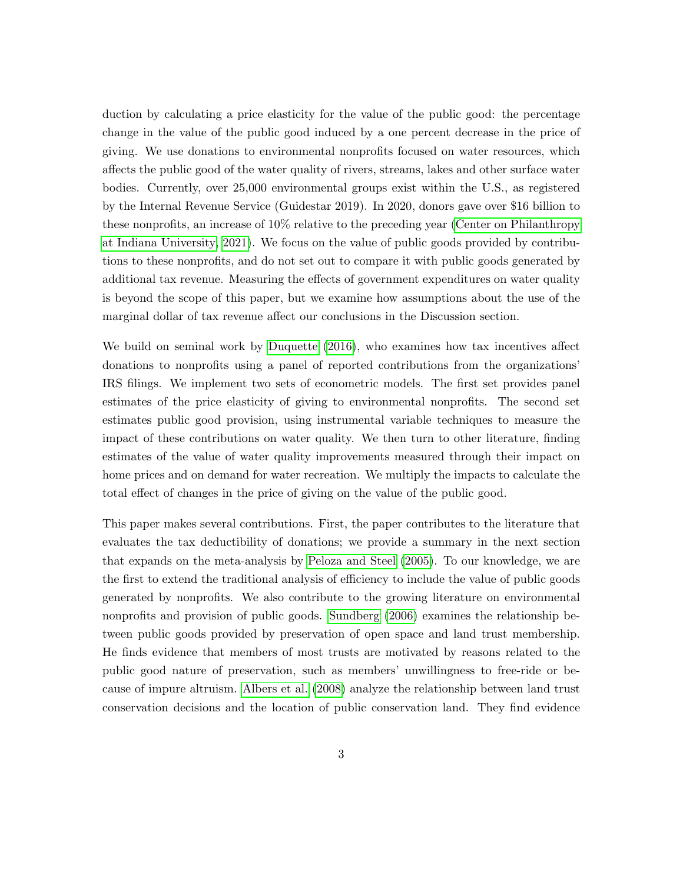duction by calculating a price elasticity for the value of the public good: the percentage change in the value of the public good induced by a one percent decrease in the price of giving. We use donations to environmental nonprofits focused on water resources, which affects the public good of the water quality of rivers, streams, lakes and other surface water bodies. Currently, over 25,000 environmental groups exist within the U.S., as registered by the Internal Revenue Service (Guidestar 2019). In 2020, donors gave over $16 billion to these nonprofits, an increase of 10% relative to the preceding year (Center on Philanthropy at Indiana University, 2021). We focus on the value of public goods provided by contributions to these nonprofits, and do not set out to compare it with public goods generated by additional tax revenue. Measuring the effects of government expenditures on water quality is beyond the scope of this paper, but we examine how assumptions about the use of the marginal dollar of tax revenue affect our conclusions in the Discussion section.

We build on seminal work by Duquette (2016), who examines how tax incentives affect donations to nonprofits using a panel of reported contributions from the organizations' IRS filings. We implement two sets of econometric models. The first set provides panel estimates of the price elasticity of giving to environmental nonprofits. The second set estimates public good provision, using instrumental variable techniques to measure the impact of these contributions on water quality. We then turn to other literature, finding estimates of the value of water quality improvements measured through their impact on home prices and on demand for water recreation. We multiply the impacts to calculate the total effect of changes in the price of giving on the value of the public good.

This paper makes several contributions. First, the paper contributes to the literature that evaluates the tax deductibility of donations; we provide a summary in the next section that expands on the meta-analysis by Peloza and Steel (2005). To our knowledge, we are the first to extend the traditional analysis of efficiency to include the value of public goods generated by nonprofits. We also contribute to the growing literature on environmental nonprofits and provision of public goods. Sundberg (2006) examines the relationship between public goods provided by preservation of open space and land trust membership. He finds evidence that members of most trusts are motivated by reasons related to the public good nature of preservation, such as members' unwillingness to free-ride or because of impure altruism. Albers et al. (2008) analyze the relationship between land trust conservation decisions and the location of public conservation land. They find evidence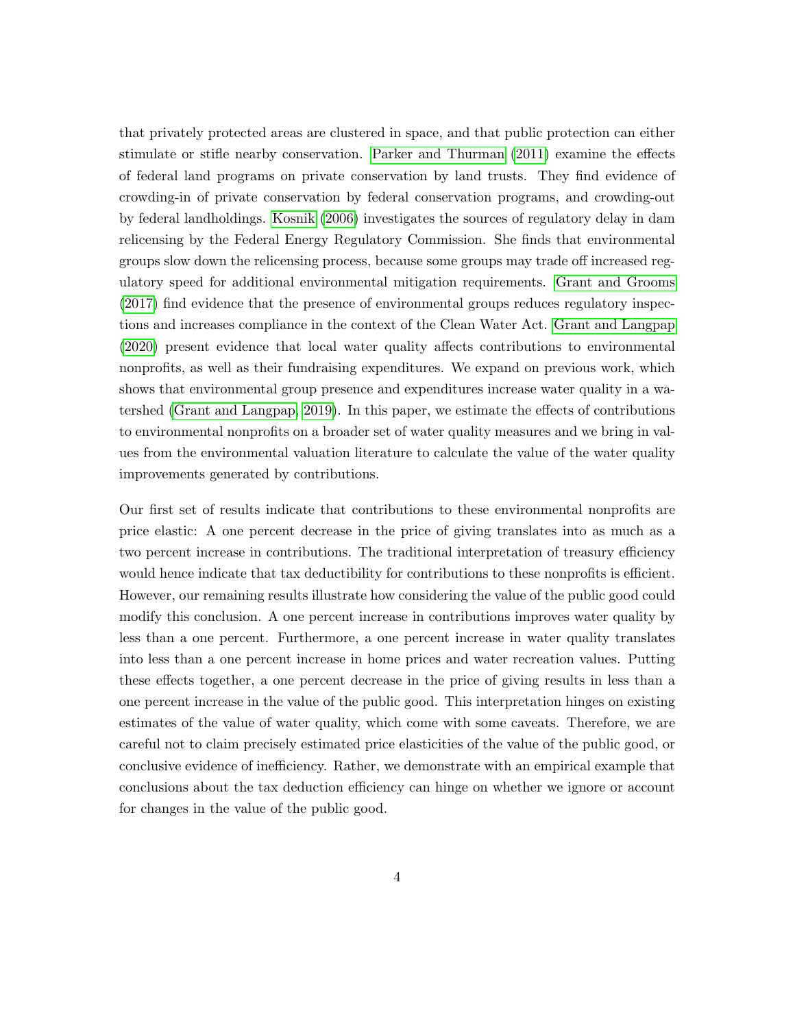that privately protected areas are clustered in space, and that public protection can either stimulate or stifle nearby conservation. Parker and Thurman (2011) examine the effects of federal land programs on private conservation by land trusts. They find evidence of crowding-in of private conservation by federal conservation programs, and crowding-out by federal landholdings. Kosnik (2006) investigates the sources of regulatory delay in dam relicensing by the Federal Energy Regulatory Commission. She finds that environmental groups slow down the relicensing process, because some groups may trade off increased regulatory speed for additional environmental mitigation requirements. Grant and Grooms (2017) find evidence that the presence of environmental groups reduces regulatory inspections and increases compliance in the context of the Clean Water Act. Grant and Langpap (2020) present evidence that local water quality affects contributions to environmental nonprofits, as well as their fundraising expenditures. We expand on previous work, which shows that environmental group presence and expenditures increase water quality in a watershed (Grant and Langpap, 2019). In this paper, we estimate the effects of contributions to environmental nonprofits on a broader set of water quality measures and we bring in values from the environmental valuation literature to calculate the value of the water quality improvements generated by contributions.

Our first set of results indicate that contributions to these environmental nonprofits are price elastic: A one percent decrease in the price of giving translates into as much as a two percent increase in contributions. The traditional interpretation of treasury efficiency would hence indicate that tax deductibility for contributions to these nonprofits is efficient. However, our remaining results illustrate how considering the value of the public good could modify this conclusion. A one percent increase in contributions improves water quality by less than a one percent. Furthermore, a one percent increase in water quality translates into less than a one percent increase in home prices and water recreation values. Putting these effects together, a one percent decrease in the price of giving results in less than a one percent increase in the value of the public good. This interpretation hinges on existing estimates of the value of water quality, which come with some caveats. Therefore, we are careful not to claim precisely estimated price elasticities of the value of the public good, or conclusive evidence of inefficiency. Rather, we demonstrate with an empirical example that conclusions about the tax deduction efficiency can hinge on whether we ignore or account for changes in the value of the public good.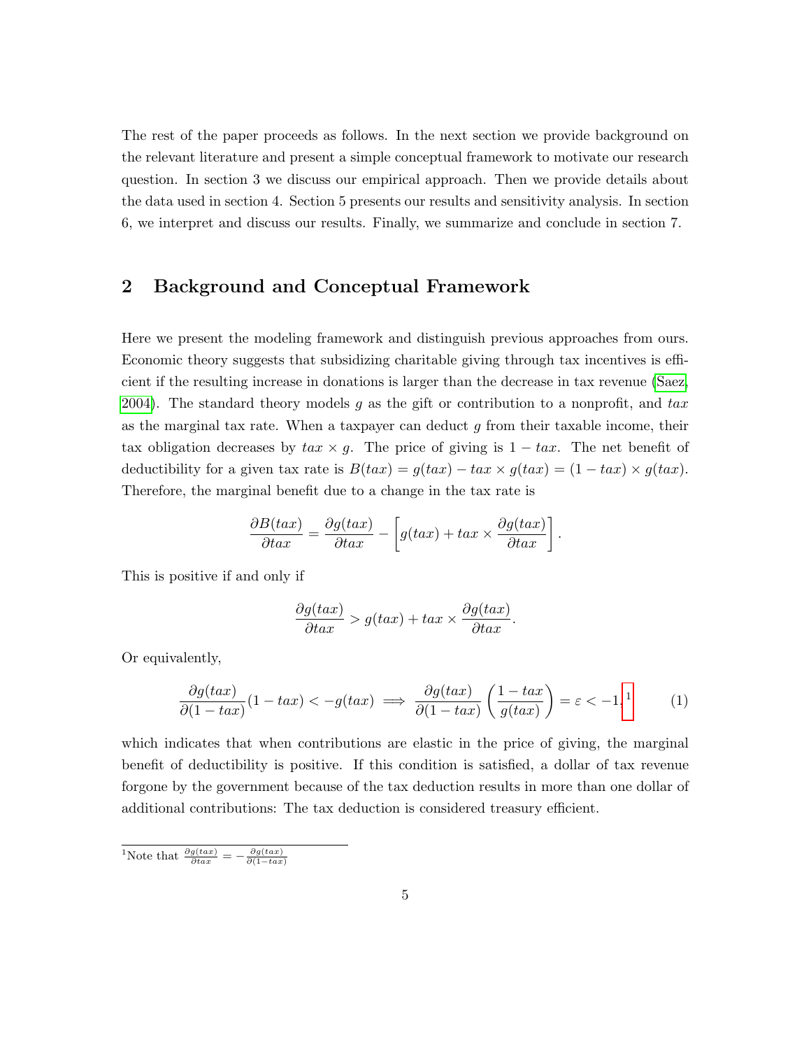The rest of the paper proceeds as follows. In the next section we provide background on the relevant literature and present a simple conceptual framework to motivate our research question. In section 3 we discuss our empirical approach. Then we provide details about the data used in section 4. Section 5 presents our results and sensitivity analysis. In section 6, we interpret and discuss our results. Finally, we summarize and conclude in section 7.

## 2 Background and Conceptual Framework

Here we present the modeling framework and distinguish previous approaches from ours. Economic theory suggests that subsidizing charitable giving through tax incentives is efficient if the resulting increase in donations is larger than the decrease in tax revenue (Saez, 2004). The standard theory models $g$ as the gift or contribution to a nonprofit, and $tax$ as the marginal tax rate. When a taxpayer can deduct $g$ from their taxable income, their tax obligation decreases by $tax \times g$. The price of giving is $1 - tax$. The net benefit of deductibility for a given tax rate is $B(tax) = g(tax) - tax \times g(tax) = (1 - tax) \times g(tax)$. Therefore, the marginal benefit due to a change in the tax rate is

$$\frac{\partial B(tax)}{\partial tax} = \frac{\partial g(tax)}{\partial tax} - \left[ g(tax) + tax \times \frac{\partial g(tax)}{\partial tax} \right].$$

This is positive if and only if

$$\frac{\partial g(tax)}{\partial tax} > g(tax) + tax \times \frac{\partial g(tax)}{\partial tax}.$$

Or equivalently,

$$\frac{\partial g(tax)}{\partial (1 - tax)}(1 - tax) < -g(tax) \implies \frac{\partial g(tax)}{\partial (1 - tax)} \left( \frac{1 - tax}{g(tax)} \right) = \varepsilon < -1,\text{[1]} \qquad (1)$$

which indicates that when contributions are elastic in the price of giving, the marginal benefit of deductibility is positive. If this condition is satisfied, a dollar of tax revenue forgone by the government because of the tax deduction results in more than one dollar of additional contributions: The tax deduction is considered treasury efficient.

[1] Note that $\frac{\partial g(tax)}{\partial tax} = -\frac{\partial g(tax)}{\partial (1 - tax)}$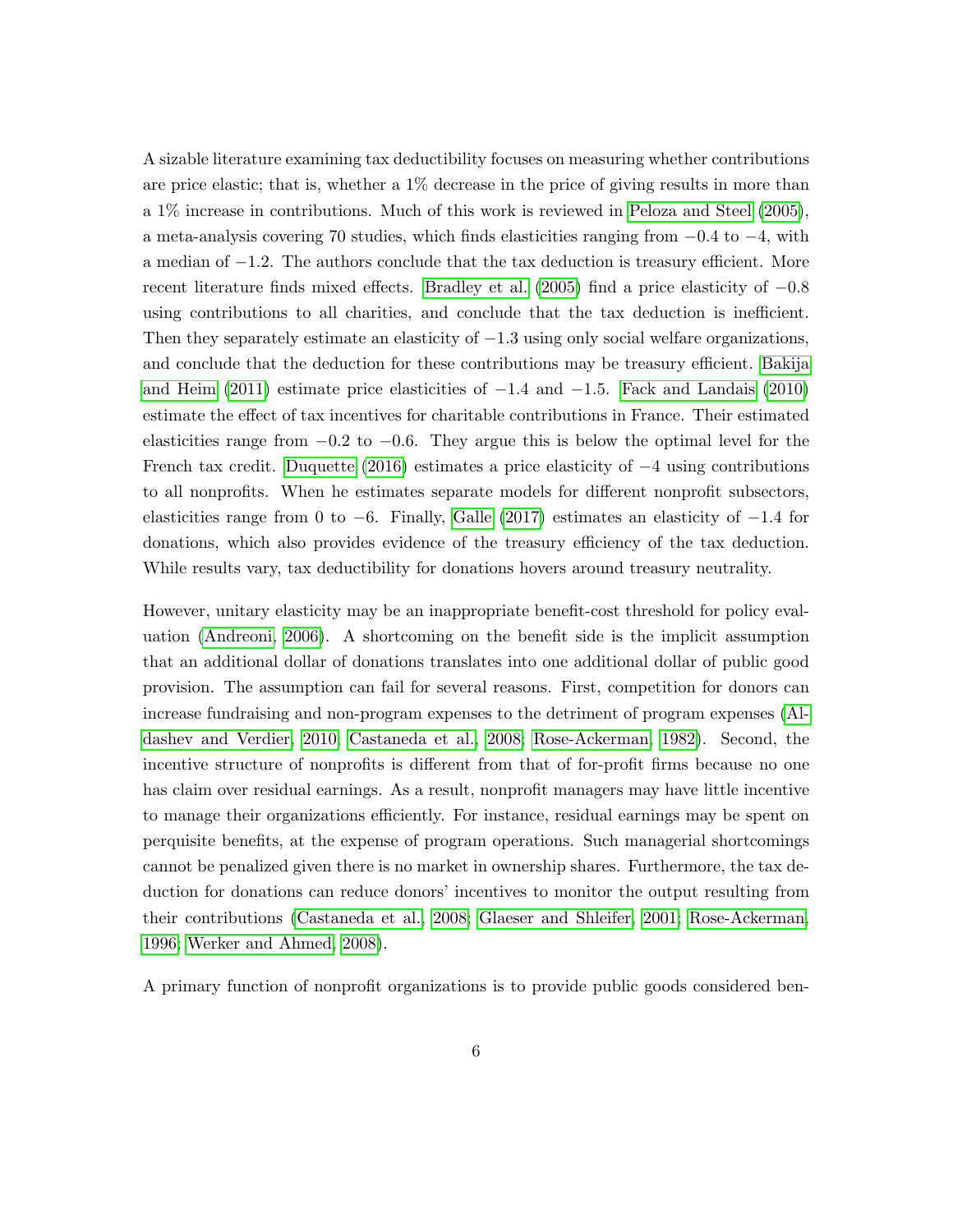A sizable literature examining tax deductibility focuses on measuring whether contributions are price elastic; that is, whether a 1% decrease in the price of giving results in more than a 1% increase in contributions. Much of this work is reviewed in Peloza and Steel (2005), a meta-analysis covering 70 studies, which finds elasticities ranging from $-0.4$ to $-4$, with a median of $-1.2$. The authors conclude that the tax deduction is treasury efficient. More recent literature finds mixed effects. Bradley et al. (2005) find a price elasticity of $-0.8$ using contributions to all charities, and conclude that the tax deduction is inefficient. Then they separately estimate an elasticity of $-1.3$ using only social welfare organizations, and conclude that the deduction for these contributions may be treasury efficient. Bakija and Heim (2011) estimate price elasticities of $-1.4$ and $-1.5$. Fack and Landais (2010) estimate the effect of tax incentives for charitable contributions in France. Their estimated elasticities range from $-0.2$ to $-0.6$. They argue this is below the optimal level for the French tax credit. Duquette (2016) estimates a price elasticity of $-4$ using contributions to all nonprofits. When he estimates separate models for different nonprofit subsectors, elasticities range from 0 to $-6$. Finally, Galle (2017) estimates an elasticity of $-1.4$ for donations, which also provides evidence of the treasury efficiency of the tax deduction. While results vary, tax deductibility for donations hovers around treasury neutrality.

However, unitary elasticity may be an inappropriate benefit-cost threshold for policy evaluation (Andreoni, 2006). A shortcoming on the benefit side is the implicit assumption that an additional dollar of donations translates into one additional dollar of public good provision. The assumption can fail for several reasons. First, competition for donors can increase fundraising and non-program expenses to the detriment of program expenses (Aldashev and Verdier, 2010; Castaneda et al., 2008; Rose-Ackerman, 1982). Second, the incentive structure of nonprofits is different from that of for-profit firms because no one has claim over residual earnings. As a result, nonprofit managers may have little incentive to manage their organizations efficiently. For instance, residual earnings may be spent on perquisite benefits, at the expense of program operations. Such managerial shortcomings cannot be penalized given there is no market in ownership shares. Furthermore, the tax deduction for donations can reduce donors' incentives to monitor the output resulting from their contributions (Castaneda et al., 2008; Glaeser and Shleifer, 2001; Rose-Ackerman, 1996; Werker and Ahmed, 2008).

A primary function of nonprofit organizations is to provide public goods considered ben-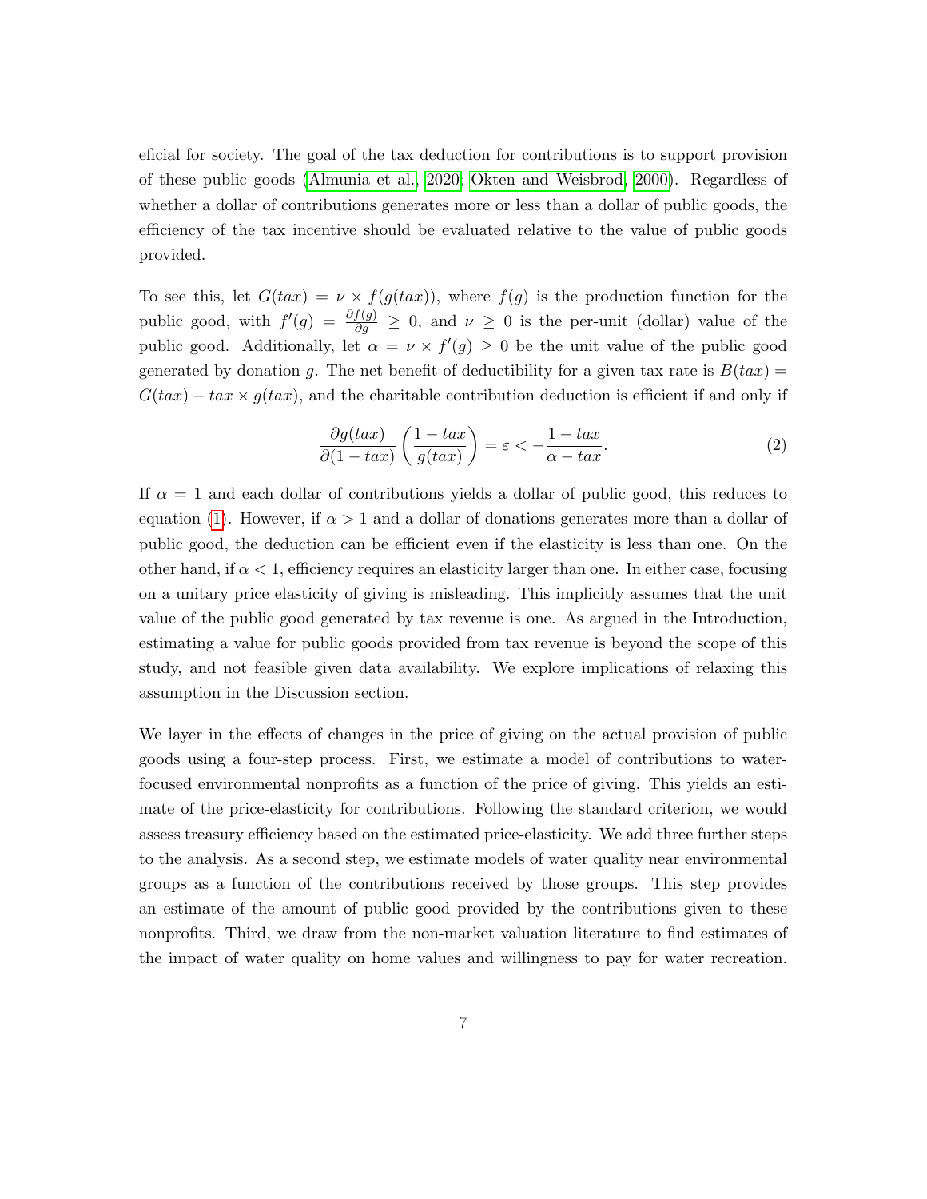eficial for society. The goal of the tax deduction for contributions is to support provision of these public goods (Almunia et al., 2020; Okten and Weisbrod, 2000). Regardless of whether a dollar of contributions generates more or less than a dollar of public goods, the efficiency of the tax incentive should be evaluated relative to the value of public goods provided.

To see this, let $G(tax) = \nu \times f(g(tax))$, where $f(g)$ is the production function for the public good, with $f'(g) = \frac{\partial f(g)}{\partial g} \geq 0$, and $\nu \geq 0$ is the per-unit (dollar) value of the public good. Additionally, let $\alpha = \nu \times f'(g) \geq 0$ be the unit value of the public good generated by donation $g$. The net benefit of deductibility for a given tax rate is $B(tax) = G(tax) - tax \times g(tax)$, and the charitable contribution deduction is efficient if and only if

$$\frac{\partial g(tax)}{\partial(1-tax)}\left(\frac{1-tax}{g(tax)}\right) = \varepsilon < -\frac{1-tax}{\alpha - tax}. \tag{2}$$

If $\alpha = 1$ and each dollar of contributions yields a dollar of public good, this reduces to equation (1). However, if $\alpha > 1$ and a dollar of donations generates more than a dollar of public good, the deduction can be efficient even if the elasticity is less than one. On the other hand, if $\alpha < 1$, efficiency requires an elasticity larger than one. In either case, focusing on a unitary price elasticity of giving is misleading. This implicitly assumes that the unit value of the public good generated by tax revenue is one. As argued in the Introduction, estimating a value for public goods provided from tax revenue is beyond the scope of this study, and not feasible given data availability. We explore implications of relaxing this assumption in the Discussion section.

We layer in the effects of changes in the price of giving on the actual provision of public goods using a four-step process. First, we estimate a model of contributions to water-focused environmental nonprofits as a function of the price of giving. This yields an estimate of the price-elasticity for contributions. Following the standard criterion, we would assess treasury efficiency based on the estimated price-elasticity. We add three further steps to the analysis. As a second step, we estimate models of water quality near environmental groups as a function of the contributions received by those groups. This step provides an estimate of the amount of public good provided by the contributions given to these nonprofits. Third, we draw from the non-market valuation literature to find estimates of the impact of water quality on home values and willingness to pay for water recreation.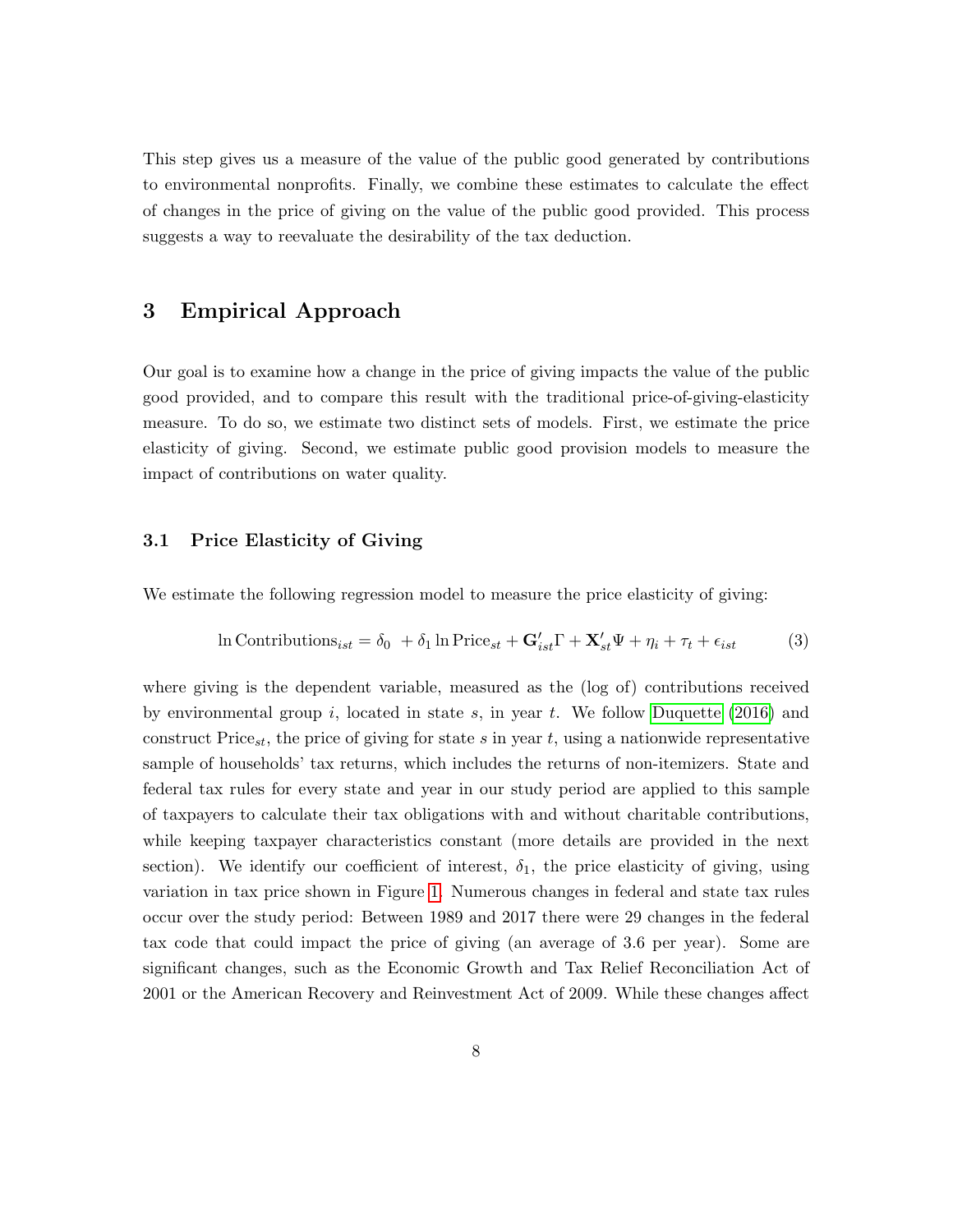This step gives us a measure of the value of the public good generated by contributions to environmental nonprofits. Finally, we combine these estimates to calculate the effect of changes in the price of giving on the value of the public good provided. This process suggests a way to reevaluate the desirability of the tax deduction.

## 3 Empirical Approach

Our goal is to examine how a change in the price of giving impacts the value of the public good provided, and to compare this result with the traditional price-of-giving-elasticity measure. To do so, we estimate two distinct sets of models. First, we estimate the price elasticity of giving. Second, we estimate public good provision models to measure the impact of contributions on water quality.

### 3.1 Price Elasticity of Giving

We estimate the following regression model to measure the price elasticity of giving:

$$\ln \text{Contributions}_{ist} = \delta_0 \; + \delta_1 \ln \text{Price}_{st} + \mathbf{G}'_{ist}\Gamma + \mathbf{X}'_{st}\Psi + \eta_i + \tau_t + \epsilon_{ist} \tag{3}$$

where giving is the dependent variable, measured as the (log of) contributions received by environmental group $i$, located in state $s$, in year $t$. We follow Duquette (2016) and construct $\text{Price}_{st}$, the price of giving for state $s$ in year $t$, using a nationwide representative sample of households' tax returns, which includes the returns of non-itemizers. State and federal tax rules for every state and year in our study period are applied to this sample of taxpayers to calculate their tax obligations with and without charitable contributions, while keeping taxpayer characteristics constant (more details are provided in the next section). We identify our coefficient of interest, $\delta_1$, the price elasticity of giving, using variation in tax price shown in Figure 1. Numerous changes in federal and state tax rules occur over the study period: Between 1989 and 2017 there were 29 changes in the federal tax code that could impact the price of giving (an average of 3.6 per year). Some are significant changes, such as the Economic Growth and Tax Relief Reconciliation Act of 2001 or the American Recovery and Reinvestment Act of 2009. While these changes affect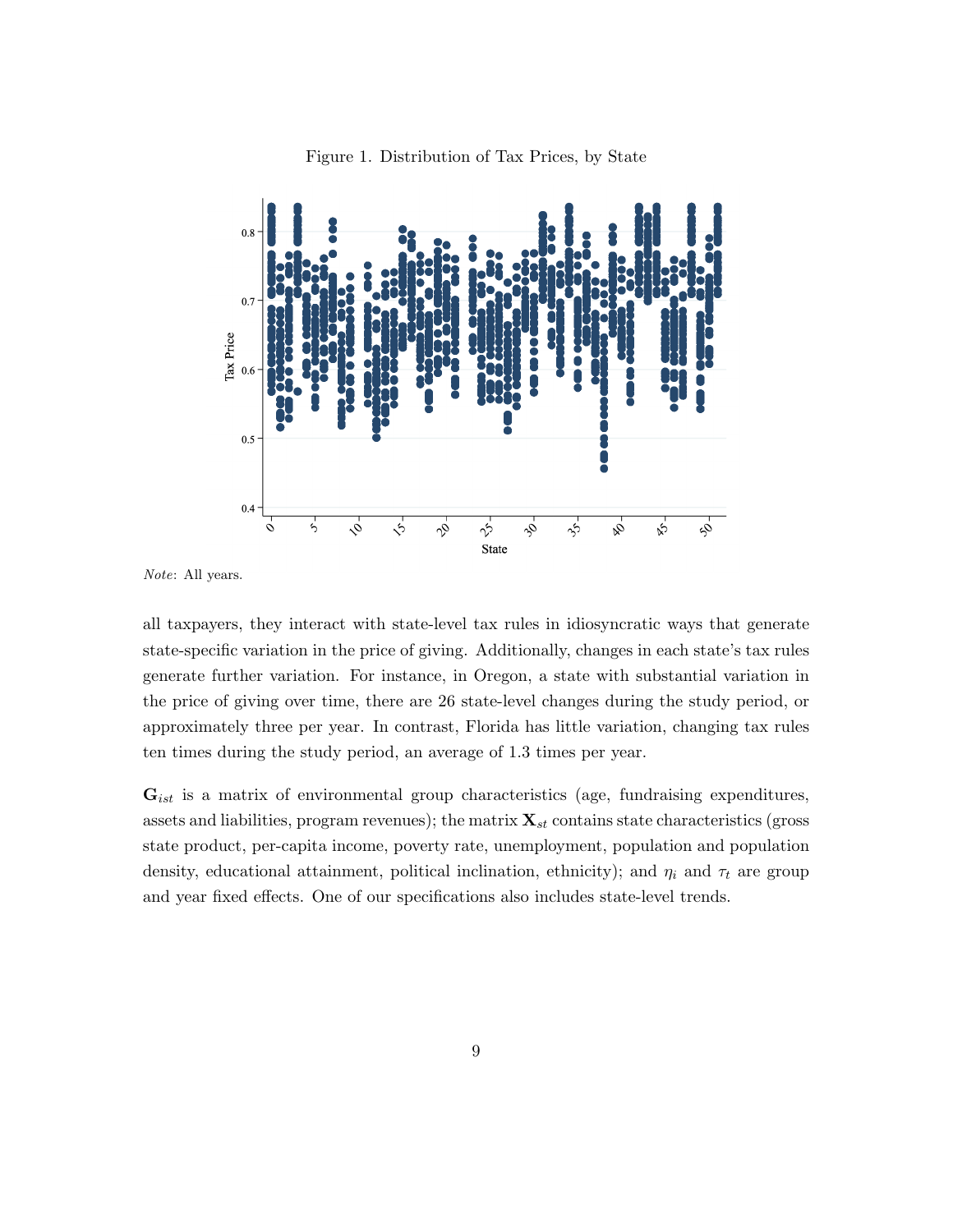Figure 1. Distribution of Tax Prices, by State

*Note*: All years.

all taxpayers, they interact with state-level tax rules in idiosyncratic ways that generate state-specific variation in the price of giving. Additionally, changes in each state's tax rules generate further variation. For instance, in Oregon, a state with substantial variation in the price of giving over time, there are 26 state-level changes during the study period, or approximately three per year. In contrast, Florida has little variation, changing tax rules ten times during the study period, an average of 1.3 times per year.

$\mathbf{G}_{ist}$ is a matrix of environmental group characteristics (age, fundraising expenditures, assets and liabilities, program revenues); the matrix $\mathbf{X}_{st}$ contains state characteristics (gross state product, per-capita income, poverty rate, unemployment, population and population density, educational attainment, political inclination, ethnicity); and $\eta_i$ and $\tau_t$ are group and year fixed effects. One of our specifications also includes state-level trends.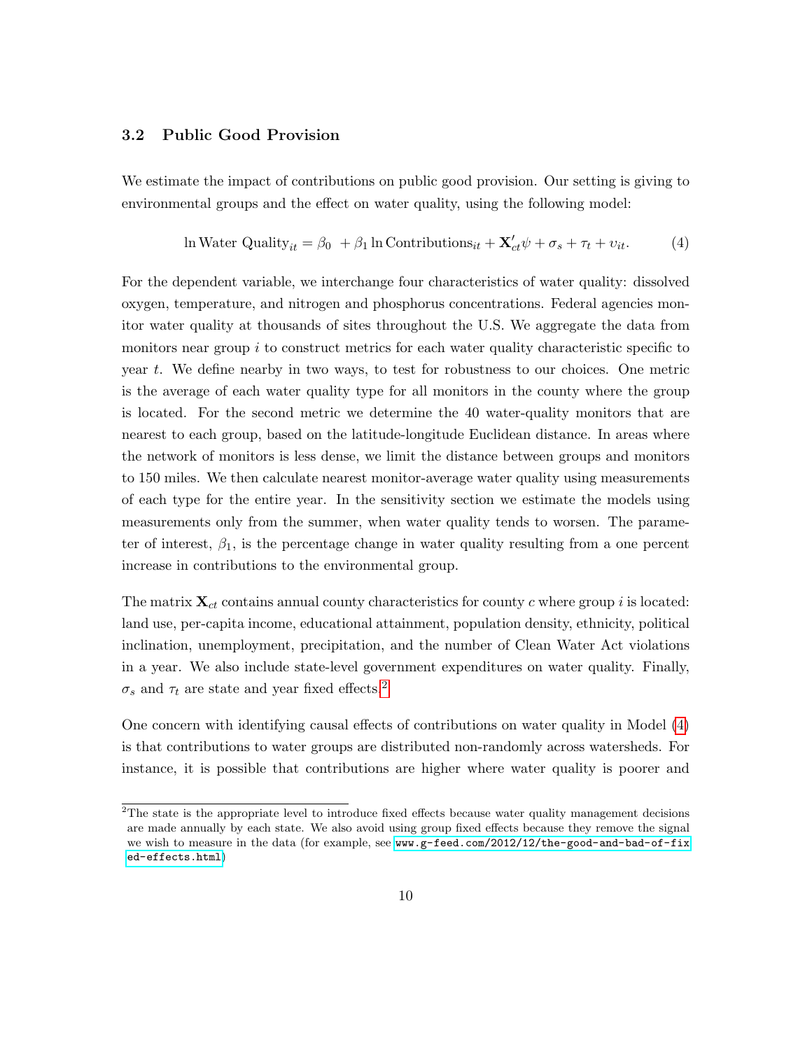### 3.2 Public Good Provision

We estimate the impact of contributions on public good provision. Our setting is giving to environmental groups and the effect on water quality, using the following model:

$$\ln \text{Water Quality}_{it} = \beta_0 + \beta_1 \ln \text{Contributions}_{it} + \mathbf{X}'_{ct}\psi + \sigma_s + \tau_t + \upsilon_{it}. \tag{4}$$

For the dependent variable, we interchange four characteristics of water quality: dissolved oxygen, temperature, and nitrogen and phosphorus concentrations. Federal agencies monitor water quality at thousands of sites throughout the U.S. We aggregate the data from monitors near group $i$ to construct metrics for each water quality characteristic specific to year $t$. We define nearby in two ways, to test for robustness to our choices. One metric is the average of each water quality type for all monitors in the county where the group is located. For the second metric we determine the 40 water-quality monitors that are nearest to each group, based on the latitude-longitude Euclidean distance. In areas where the network of monitors is less dense, we limit the distance between groups and monitors to 150 miles. We then calculate nearest monitor-average water quality using measurements of each type for the entire year. In the sensitivity section we estimate the models using measurements only from the summer, when water quality tends to worsen. The parameter of interest, $\beta_1$, is the percentage change in water quality resulting from a one percent increase in contributions to the environmental group.

The matrix $\mathbf{X}_{ct}$ contains annual county characteristics for county $c$ where group $i$ is located: land use, per-capita income, educational attainment, population density, ethnicity, political inclination, unemployment, precipitation, and the number of Clean Water Act violations in a year. We also include state-level government expenditures on water quality. Finally, $\sigma_s$ and $\tau_t$ are state and year fixed effects.[2]

One concern with identifying causal effects of contributions on water quality in Model (4) is that contributions to water groups are distributed non-randomly across watersheds. For instance, it is possible that contributions are higher where water quality is poorer and

[2] The state is the appropriate level to introduce fixed effects because water quality management decisions are made annually by each state. We also avoid using group fixed effects because they remove the signal we wish to measure in the data (for example, see www.g-feed.com/2012/12/the-good-and-bad-of-fixed-effects.html)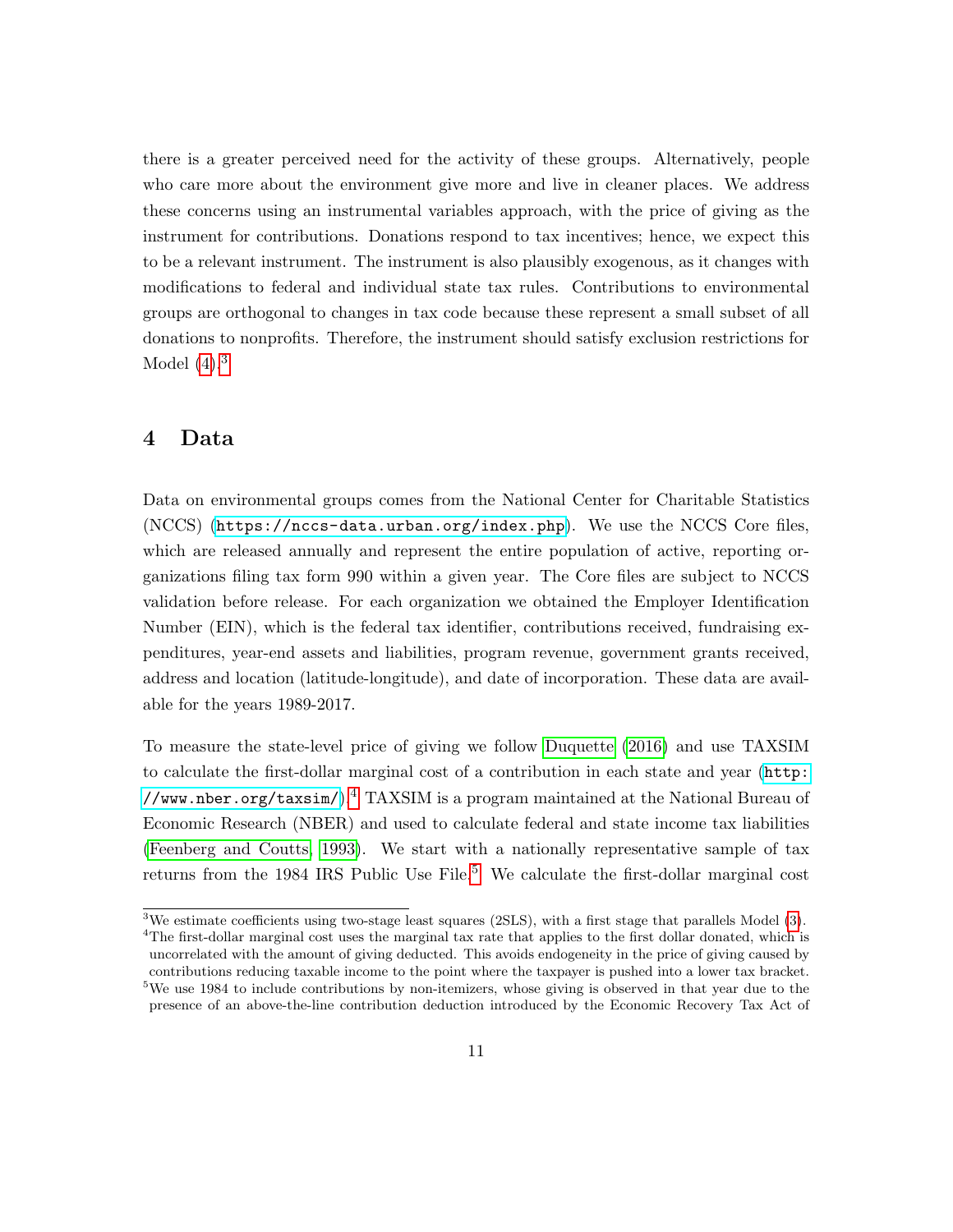there is a greater perceived need for the activity of these groups. Alternatively, people who care more about the environment give more and live in cleaner places. We address these concerns using an instrumental variables approach, with the price of giving as the instrument for contributions. Donations respond to tax incentives; hence, we expect this to be a relevant instrument. The instrument is also plausibly exogenous, as it changes with modifications to federal and individual state tax rules. Contributions to environmental groups are orthogonal to changes in tax code because these represent a small subset of all donations to nonprofits. Therefore, the instrument should satisfy exclusion restrictions for Model (4).[3]

# 4 Data

Data on environmental groups comes from the National Center for Charitable Statistics (NCCS) (https://nccs-data.urban.org/index.php). We use the NCCS Core files, which are released annually and represent the entire population of active, reporting organizations filing tax form 990 within a given year. The Core files are subject to NCCS validation before release. For each organization we obtained the Employer Identification Number (EIN), which is the federal tax identifier, contributions received, fundraising expenditures, year-end assets and liabilities, program revenue, government grants received, address and location (latitude-longitude), and date of incorporation. These data are available for the years 1989-2017.

To measure the state-level price of giving we follow Duquette (2016) and use TAXSIM to calculate the first-dollar marginal cost of a contribution in each state and year (http://www.nber.org/taxsim/).[4] TAXSIM is a program maintained at the National Bureau of Economic Research (NBER) and used to calculate federal and state income tax liabilities (Feenberg and Coutts, 1993). We start with a nationally representative sample of tax returns from the 1984 IRS Public Use File.[5] We calculate the first-dollar marginal cost

[3] We estimate coefficients using two-stage least squares (2SLS), with a first stage that parallels Model (3).

[4] The first-dollar marginal cost uses the marginal tax rate that applies to the first dollar donated, which is uncorrelated with the amount of giving deducted. This avoids endogeneity in the price of giving caused by contributions reducing taxable income to the point where the taxpayer is pushed into a lower tax bracket.

[5] We use 1984 to include contributions by non-itemizers, whose giving is observed in that year due to the presence of an above-the-line contribution deduction introduced by the Economic Recovery Tax Act of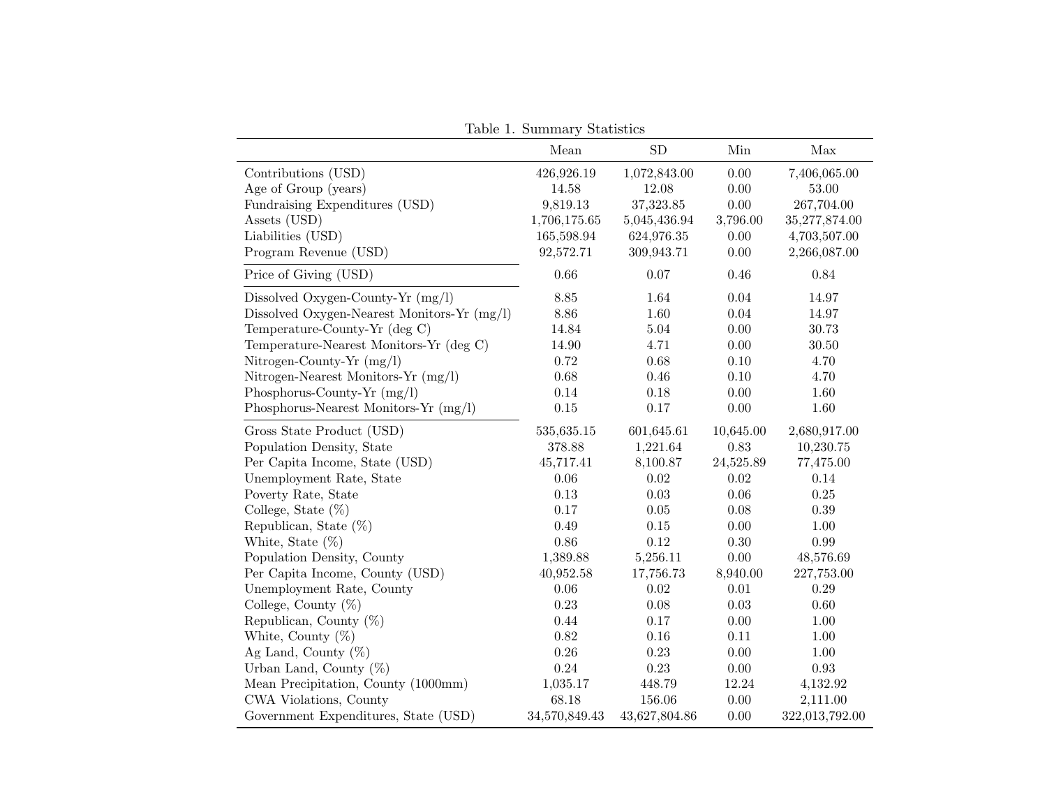Table 1. Summary Statistics

| | Mean | SD | Min | Max |
|---|---|---|---|---|
| Contributions (USD) | 426,926.19 | 1,072,843.00 | 0.00 | 7,406,065.00 |
| Age of Group (years) | 14.58 | 12.08 | 0.00 | 53.00 |
| Fundraising Expenditures (USD) | 9,819.13 | 37,323.85 | 0.00 | 267,704.00 |
| Assets (USD) | 1,706,175.65 | 5,045,436.94 | 3,796.00 | 35,277,874.00 |
| Liabilities (USD) | 165,598.94 | 624,976.35 | 0.00 | 4,703,507.00 |
| Program Revenue (USD) | 92,572.71 | 309,943.71 | 0.00 | 2,266,087.00 |
| Price of Giving (USD) | 0.66 | 0.07 | 0.46 | 0.84 |
| Dissolved Oxygen-County-Yr (mg/l) | 8.85 | 1.64 | 0.04 | 14.97 |
| Dissolved Oxygen-Nearest Monitors-Yr (mg/l) | 8.86 | 1.60 | 0.04 | 14.97 |
| Temperature-County-Yr (deg C) | 14.84 | 5.04 | 0.00 | 30.73 |
| Temperature-Nearest Monitors-Yr (deg C) | 14.90 | 4.71 | 0.00 | 30.50 |
| Nitrogen-County-Yr (mg/l) | 0.72 | 0.68 | 0.10 | 4.70 |
| Nitrogen-Nearest Monitors-Yr (mg/l) | 0.68 | 0.46 | 0.10 | 4.70 |
| Phosphorus-County-Yr (mg/l) | 0.14 | 0.18 | 0.00 | 1.60 |
| Phosphorus-Nearest Monitors-Yr (mg/l) | 0.15 | 0.17 | 0.00 | 1.60 |
| Gross State Product (USD) | 535,635.15 | 601,645.61 | 10,645.00 | 2,680,917.00 |
| Population Density, State | 378.88 | 1,221.64 | 0.83 | 10,230.75 |
| Per Capita Income, State (USD) | 45,717.41 | 8,100.87 | 24,525.89 | 77,475.00 |
| Unemployment Rate, State | 0.06 | 0.02 | 0.02 | 0.14 |
| Poverty Rate, State | 0.13 | 0.03 | 0.06 | 0.25 |
| College, State (%) | 0.17 | 0.05 | 0.08 | 0.39 |
| Republican, State (%) | 0.49 | 0.15 | 0.00 | 1.00 |
| White, State (%) | 0.86 | 0.12 | 0.30 | 0.99 |
| Population Density, County | 1,389.88 | 5,256.11 | 0.00 | 48,576.69 |
| Per Capita Income, County (USD) | 40,952.58 | 17,756.73 | 8,940.00 | 227,753.00 |
| Unemployment Rate, County | 0.06 | 0.02 | 0.01 | 0.29 |
| College, County (%) | 0.23 | 0.08 | 0.03 | 0.60 |
| Republican, County (%) | 0.44 | 0.17 | 0.00 | 1.00 |
| White, County (%) | 0.82 | 0.16 | 0.11 | 1.00 |
| Ag Land, County (%) | 0.26 | 0.23 | 0.00 | 1.00 |
| Urban Land, County (%) | 0.24 | 0.23 | 0.00 | 0.93 |
| Mean Precipitation, County (1000mm) | 1,035.17 | 448.79 | 12.24 | 4,132.92 |
| CWA Violations, County | 68.18 | 156.06 | 0.00 | 2,111.00 |
| Government Expenditures, State (USD) | 34,570,849.43 | 43,627,804.86 | 0.00 | 322,013,792.00 |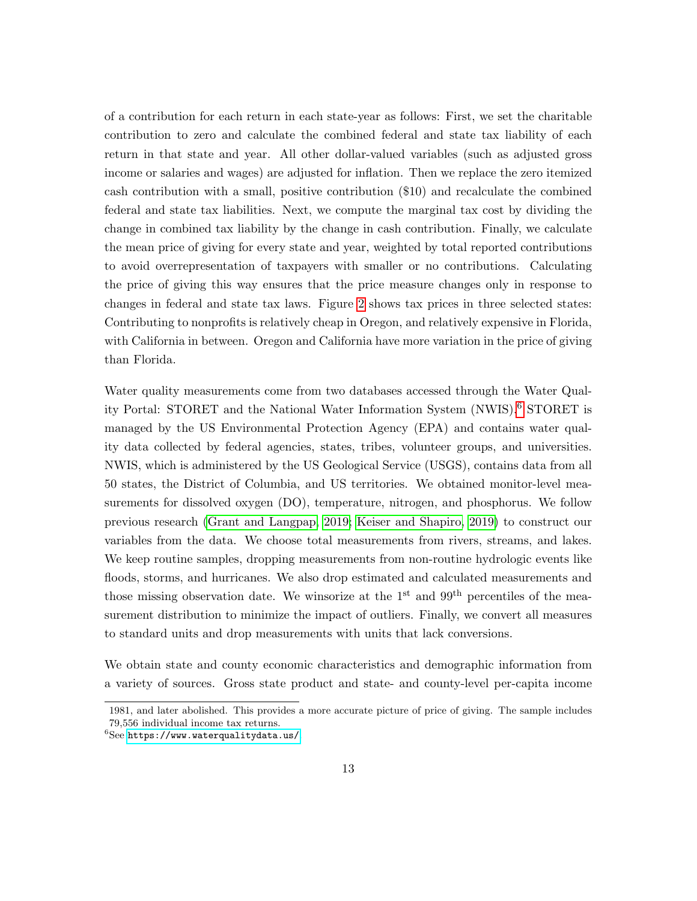of a contribution for each return in each state-year as follows: First, we set the charitable contribution to zero and calculate the combined federal and state tax liability of each return in that state and year. All other dollar-valued variables (such as adjusted gross income or salaries and wages) are adjusted for inflation. Then we replace the zero itemized cash contribution with a small, positive contribution ($10) and recalculate the combined federal and state tax liabilities. Next, we compute the marginal tax cost by dividing the change in combined tax liability by the change in cash contribution. Finally, we calculate the mean price of giving for every state and year, weighted by total reported contributions to avoid overrepresentation of taxpayers with smaller or no contributions. Calculating the price of giving this way ensures that the price measure changes only in response to changes in federal and state tax laws. Figure 2 shows tax prices in three selected states: Contributing to nonprofits is relatively cheap in Oregon, and relatively expensive in Florida, with California in between. Oregon and California have more variation in the price of giving than Florida.

Water quality measurements come from two databases accessed through the Water Quality Portal: STORET and the National Water Information System (NWIS).[6] STORET is managed by the US Environmental Protection Agency (EPA) and contains water quality data collected by federal agencies, states, tribes, volunteer groups, and universities. NWIS, which is administered by the US Geological Service (USGS), contains data from all 50 states, the District of Columbia, and US territories. We obtained monitor-level measurements for dissolved oxygen (DO), temperature, nitrogen, and phosphorus. We follow previous research (Grant and Langpap, 2019; Keiser and Shapiro, 2019) to construct our variables from the data. We choose total measurements from rivers, streams, and lakes. We keep routine samples, dropping measurements from non-routine hydrologic events like floods, storms, and hurricanes. We also drop estimated and calculated measurements and those missing observation date. We winsorize at the 1st and 99th percentiles of the measurement distribution to minimize the impact of outliers. Finally, we convert all measures to standard units and drop measurements with units that lack conversions.

We obtain state and county economic characteristics and demographic information from a variety of sources. Gross state product and state- and county-level per-capita income

1981, and later abolished. This provides a more accurate picture of price of giving. The sample includes 79,556 individual income tax returns.

[6] See https://www.waterqualitydata.us/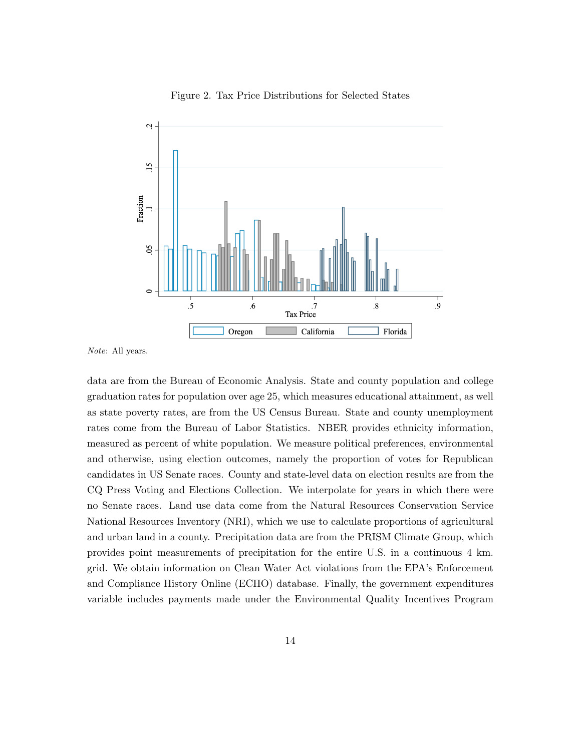Figure 2. Tax Price Distributions for Selected States

*Note*: All years.

data are from the Bureau of Economic Analysis. State and county population and college graduation rates for population over age 25, which measures educational attainment, as well as state poverty rates, are from the US Census Bureau. State and county unemployment rates come from the Bureau of Labor Statistics. NBER provides ethnicity information, measured as percent of white population. We measure political preferences, environmental and otherwise, using election outcomes, namely the proportion of votes for Republican candidates in US Senate races. County and state-level data on election results are from the CQ Press Voting and Elections Collection. We interpolate for years in which there were no Senate races. Land use data come from the Natural Resources Conservation Service National Resources Inventory (NRI), which we use to calculate proportions of agricultural and urban land in a county. Precipitation data are from the PRISM Climate Group, which provides point measurements of precipitation for the entire U.S. in a continuous 4 km. grid. We obtain information on Clean Water Act violations from the EPA's Enforcement and Compliance History Online (ECHO) database. Finally, the government expenditures variable includes payments made under the Environmental Quality Incentives Program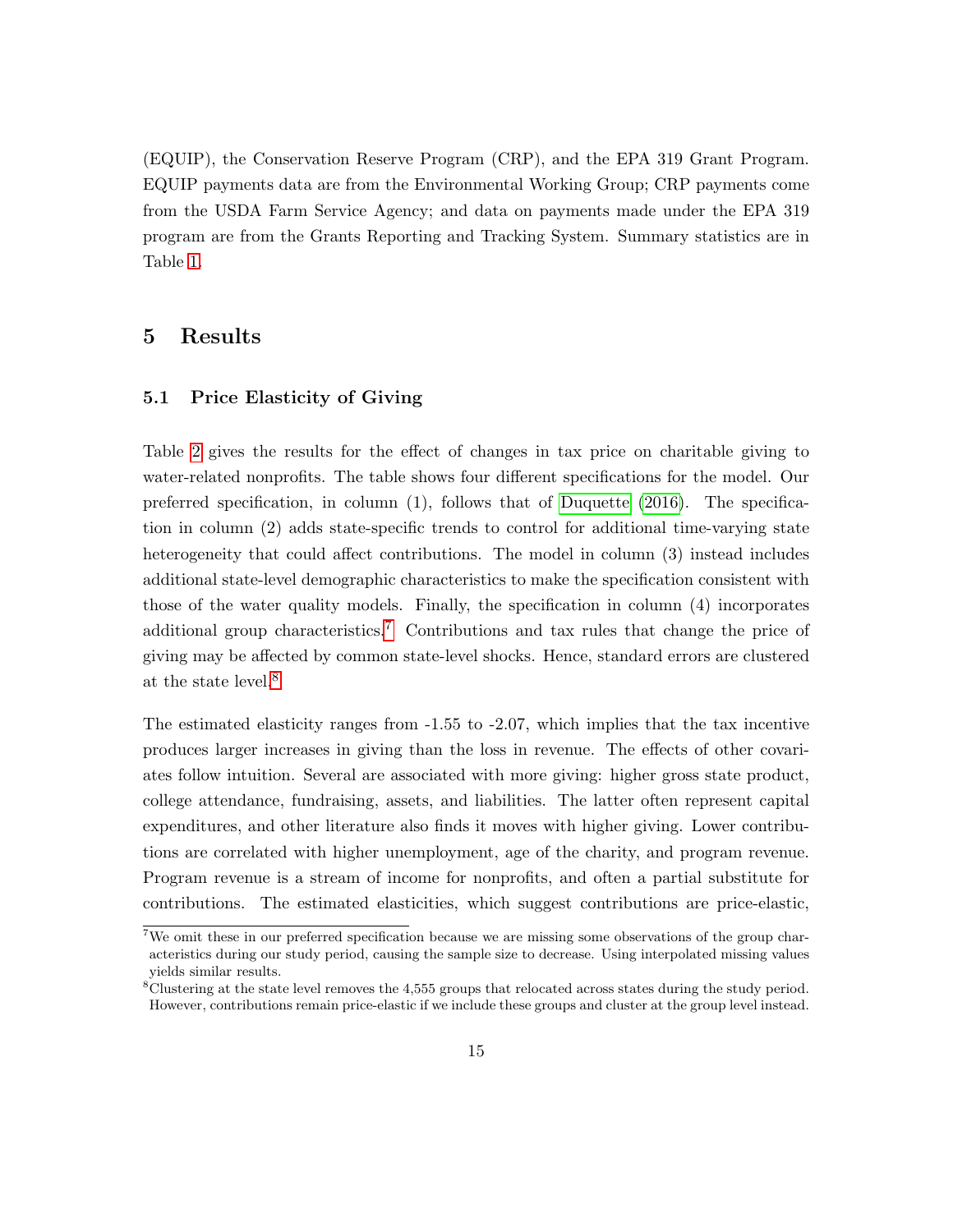(EQUIP), the Conservation Reserve Program (CRP), and the EPA 319 Grant Program. EQUIP payments data are from the Environmental Working Group; CRP payments come from the USDA Farm Service Agency; and data on payments made under the EPA 319 program are from the Grants Reporting and Tracking System. Summary statistics are in Table 1.

# 5 Results

## 5.1 Price Elasticity of Giving

Table 2 gives the results for the effect of changes in tax price on charitable giving to water-related nonprofits. The table shows four different specifications for the model. Our preferred specification, in column (1), follows that of Duquette (2016). The specification in column (2) adds state-specific trends to control for additional time-varying state heterogeneity that could affect contributions. The model in column (3) instead includes additional state-level demographic characteristics to make the specification consistent with those of the water quality models. Finally, the specification in column (4) incorporates additional group characteristics.[7] Contributions and tax rules that change the price of giving may be affected by common state-level shocks. Hence, standard errors are clustered at the state level.[8]

The estimated elasticity ranges from -1.55 to -2.07, which implies that the tax incentive produces larger increases in giving than the loss in revenue. The effects of other covariates follow intuition. Several are associated with more giving: higher gross state product, college attendance, fundraising, assets, and liabilities. The latter often represent capital expenditures, and other literature also finds it moves with higher giving. Lower contributions are correlated with higher unemployment, age of the charity, and program revenue. Program revenue is a stream of income for nonprofits, and often a partial substitute for contributions. The estimated elasticities, which suggest contributions are price-elastic,

[7] We omit these in our preferred specification because we are missing some observations of the group characteristics during our study period, causing the sample size to decrease. Using interpolated missing values yields similar results.

[8] Clustering at the state level removes the 4,555 groups that relocated across states during the study period. However, contributions remain price-elastic if we include these groups and cluster at the group level instead.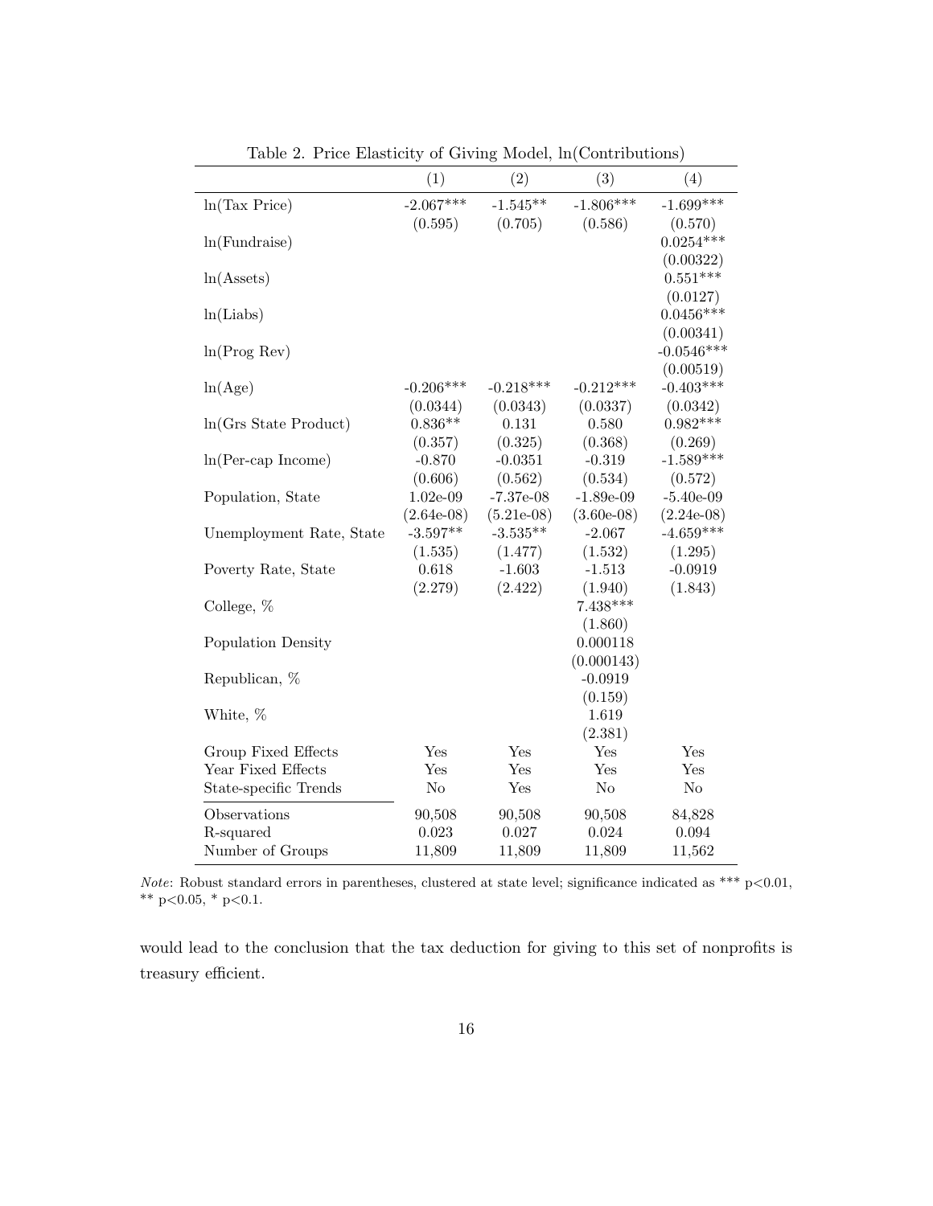Table 2. Price Elasticity of Giving Model, ln(Contributions)

| | (1) | (2) | (3) | (4) |
|---|---|---|---|---|
| ln(Tax Price) | -2.067*** | -1.545** | -1.806*** | -1.699*** |
| | (0.595) | (0.705) | (0.586) | (0.570) |
| ln(Fundraise) | | | | 0.0254*** |
| | | | | (0.00322) |
| ln(Assets) | | | | 0.551*** |
| | | | | (0.0127) |
| ln(Liabs) | | | | 0.0456*** |
| | | | | (0.00341) |
| ln(Prog Rev) | | | | -0.0546*** |
| | | | | (0.00519) |
| ln(Age) | -0.206*** | -0.218*** | -0.212*** | -0.403*** |
| | (0.0344) | (0.0343) | (0.0337) | (0.0342) |
| ln(Grs State Product) | 0.836** | 0.131 | 0.580 | 0.982*** |
| | (0.357) | (0.325) | (0.368) | (0.269) |
| ln(Per-cap Income) | -0.870 | -0.0351 | -0.319 | -1.589*** |
| | (0.606) | (0.562) | (0.534) | (0.572) |
| Population, State | 1.02e-09 | -7.37e-08 | -1.89e-09 | -5.40e-09 |
| | (2.64e-08) | (5.21e-08) | (3.60e-08) | (2.24e-08) |
| Unemployment Rate, State | -3.597** | -3.535** | -2.067 | -4.659*** |
| | (1.535) | (1.477) | (1.532) | (1.295) |
| Poverty Rate, State | 0.618 | -1.603 | -1.513 | -0.0919 |
| | (2.279) | (2.422) | (1.940) | (1.843) |
| College, % | | | 7.438*** | |
| | | | (1.860) | |
| Population Density | | | 0.000118 | |
| | | | (0.000143) | |
| Republican, % | | | -0.0919 | |
| | | | (0.159) | |
| White, % | | | 1.619 | |
| | | | (2.381) | |
| Group Fixed Effects | Yes | Yes | Yes | Yes |
| Year Fixed Effects | Yes | Yes | Yes | Yes |
| State-specific Trends | No | Yes | No | No |
| Observations | 90,508 | 90,508 | 90,508 | 84,828 |
| R-squared | 0.023 | 0.027 | 0.024 | 0.094 |
| Number of Groups | 11,809 | 11,809 | 11,809 | 11,562 |

*Note*: Robust standard errors in parentheses, clustered at state level; significance indicated as *** p<0.01, ** p<0.05, * p<0.1.

would lead to the conclusion that the tax deduction for giving to this set of nonprofits is treasury efficient.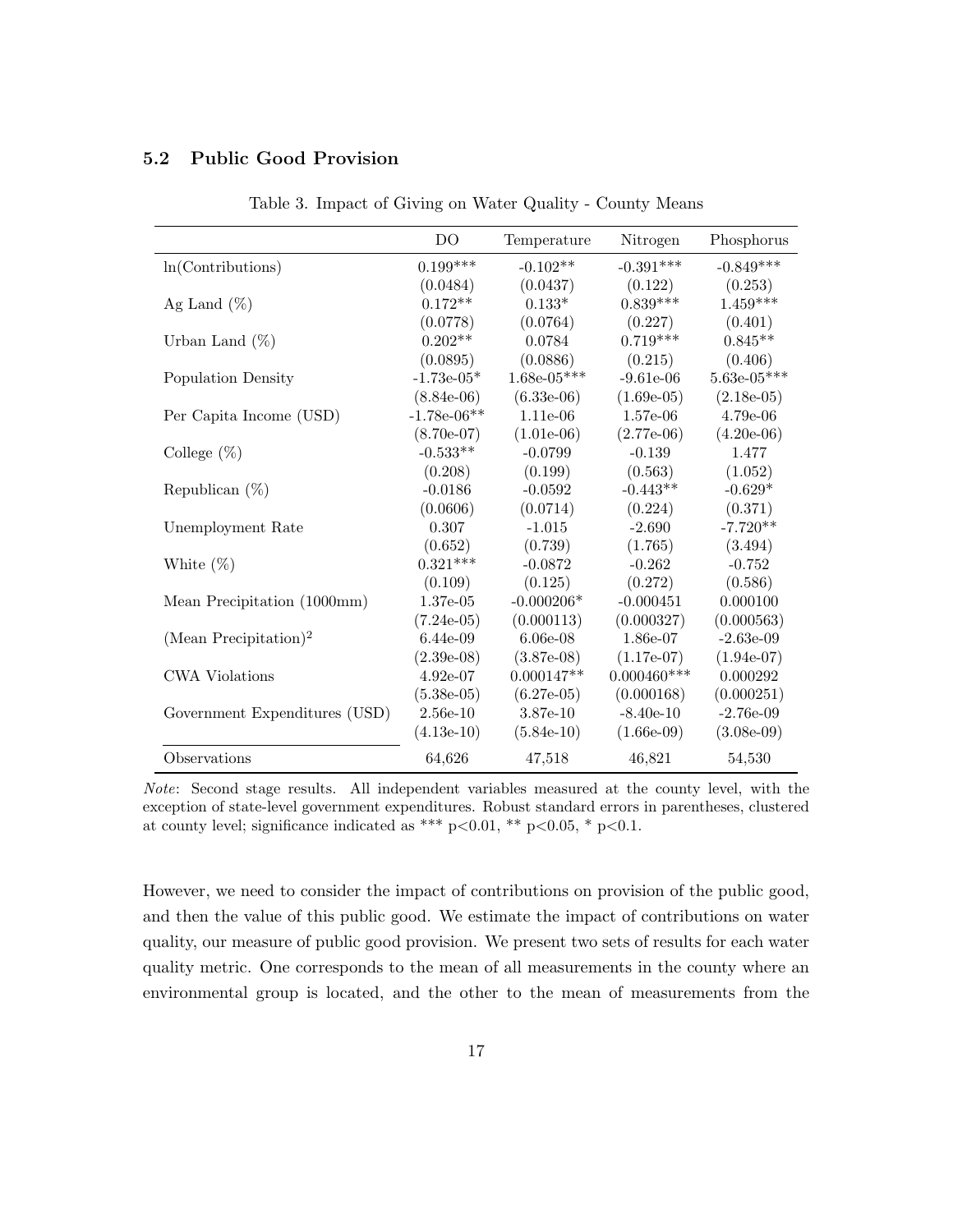### 5.2 Public Good Provision

Table 3. Impact of Giving on Water Quality - County Means

| | DO | Temperature | Nitrogen | Phosphorus |
|---|---|---|---|---|
| ln(Contributions) | 0.199*** | -0.102** | -0.391*** | -0.849*** |
| | (0.0484) | (0.0437) | (0.122) | (0.253) |
| Ag Land (%) | 0.172** | 0.133* | 0.839*** | 1.459*** |
| | (0.0778) | (0.0764) | (0.227) | (0.401) |
| Urban Land (%) | 0.202** | 0.0784 | 0.719*** | 0.845** |
| | (0.0895) | (0.0886) | (0.215) | (0.406) |
| Population Density | -1.73e-05* | 1.68e-05*** | -9.61e-06 | 5.63e-05*** |
| | (8.84e-06) | (6.33e-06) | (1.69e-05) | (2.18e-05) |
| Per Capita Income (USD) | -1.78e-06** | 1.11e-06 | 1.57e-06 | 4.79e-06 |
| | (8.70e-07) | (1.01e-06) | (2.77e-06) | (4.20e-06) |
| College (%) | -0.533** | -0.0799 | -0.139 | 1.477 |
| | (0.208) | (0.199) | (0.563) | (1.052) |
| Republican (%) | -0.0186 | -0.0592 | -0.443** | -0.629* |
| | (0.0606) | (0.0714) | (0.224) | (0.371) |
| Unemployment Rate | 0.307 | -1.015 | -2.690 | -7.720** |
| | (0.652) | (0.739) | (1.765) | (3.494) |
| White (%) | 0.321*** | -0.0872 | -0.262 | -0.752 |
| | (0.109) | (0.125) | (0.272) | (0.586) |
| Mean Precipitation (1000mm) | 1.37e-05 | -0.000206* | -0.000451 | 0.000100 |
| | (7.24e-05) | (0.000113) | (0.000327) | (0.000563) |
| (Mean Precipitation)$^2$ | 6.44e-09 | 6.06e-08 | 1.86e-07 | -2.63e-09 |
| | (2.39e-08) | (3.87e-08) | (1.17e-07) | (1.94e-07) |
| CWA Violations | 4.92e-07 | 0.000147** | 0.000460*** | 0.000292 |
| | (5.38e-05) | (6.27e-05) | (0.000168) | (0.000251) |
| Government Expenditures (USD) | 2.56e-10 | 3.87e-10 | -8.40e-10 | -2.76e-09 |
| | (4.13e-10) | (5.84e-10) | (1.66e-09) | (3.08e-09) |
| Observations | 64,626 | 47,518 | 46,821 | 54,530 |

*Note*: Second stage results. All independent variables measured at the county level, with the exception of state-level government expenditures. Robust standard errors in parentheses, clustered at county level; significance indicated as *** p<0.01, ** p<0.05, * p<0.1.

However, we need to consider the impact of contributions on provision of the public good, and then the value of this public good. We estimate the impact of contributions on water quality, our measure of public good provision. We present two sets of results for each water quality metric. One corresponds to the mean of all measurements in the county where an environmental group is located, and the other to the mean of measurements from the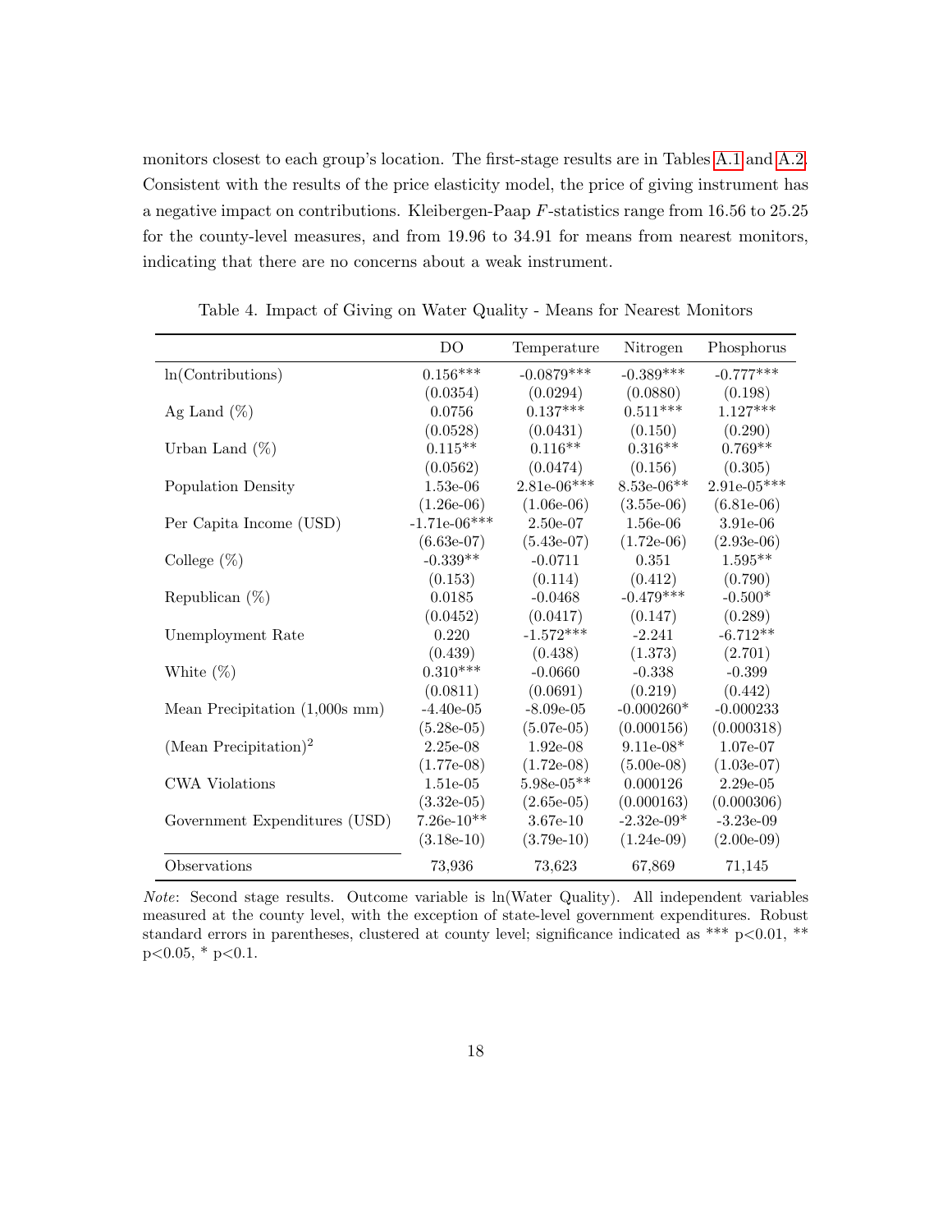monitors closest to each group's location. The first-stage results are in Tables A.1 and A.2. Consistent with the results of the price elasticity model, the price of giving instrument has a negative impact on contributions. Kleibergen-Paap $F$-statistics range from 16.56 to 25.25 for the county-level measures, and from 19.96 to 34.91 for means from nearest monitors, indicating that there are no concerns about a weak instrument.

Table 4. Impact of Giving on Water Quality - Means for Nearest Monitors

| | DO | Temperature | Nitrogen | Phosphorus |
|---|---|---|---|---|
| ln(Contributions) | 0.156*** | -0.0879*** | -0.389*** | -0.777*** |
| | (0.0354) | (0.0294) | (0.0880) | (0.198) |
| Ag Land (%) | 0.0756 | 0.137*** | 0.511*** | 1.127*** |
| | (0.0528) | (0.0431) | (0.150) | (0.290) |
| Urban Land (%) | 0.115** | 0.116** | 0.316** | 0.769** |
| | (0.0562) | (0.0474) | (0.156) | (0.305) |
| Population Density | 1.53e-06 | 2.81e-06*** | 8.53e-06** | 2.91e-05*** |
| | (1.26e-06) | (1.06e-06) | (3.55e-06) | (6.81e-06) |
| Per Capita Income (USD) | -1.71e-06*** | 2.50e-07 | 1.56e-06 | 3.91e-06 |
| | (6.63e-07) | (5.43e-07) | (1.72e-06) | (2.93e-06) |
| College (%) | -0.339** | -0.0711 | 0.351 | 1.595** |
| | (0.153) | (0.114) | (0.412) | (0.790) |
| Republican (%) | 0.0185 | -0.0468 | -0.479*** | -0.500* |
| | (0.0452) | (0.0417) | (0.147) | (0.289) |
| Unemployment Rate | 0.220 | -1.572*** | -2.241 | -6.712** |
| | (0.439) | (0.438) | (1.373) | (2.701) |
| White (%) | 0.310*** | -0.0660 | -0.338 | -0.399 |
| | (0.0811) | (0.0691) | (0.219) | (0.442) |
| Mean Precipitation (1,000s mm) | -4.40e-05 | -8.09e-05 | -0.000260* | -0.000233 |
| | (5.28e-05) | (5.07e-05) | (0.000156) | (0.000318) |
| (Mean Precipitation)$^2$ | 2.25e-08 | 1.92e-08 | 9.11e-08* | 1.07e-07 |
| | (1.77e-08) | (1.72e-08) | (5.00e-08) | (1.03e-07) |
| CWA Violations | 1.51e-05 | 5.98e-05** | 0.000126 | 2.29e-05 |
| | (3.32e-05) | (2.65e-05) | (0.000163) | (0.000306) |
| Government Expenditures (USD) | 7.26e-10** | 3.67e-10 | -2.32e-09* | -3.23e-09 |
| | (3.18e-10) | (3.79e-10) | (1.24e-09) | (2.00e-09) |
| Observations | 73,936 | 73,623 | 67,869 | 71,145 |

*Note*: Second stage results. Outcome variable is ln(Water Quality). All independent variables measured at the county level, with the exception of state-level government expenditures. Robust standard errors in parentheses, clustered at county level; significance indicated as *** p<0.01, ** p<0.05, * p<0.1.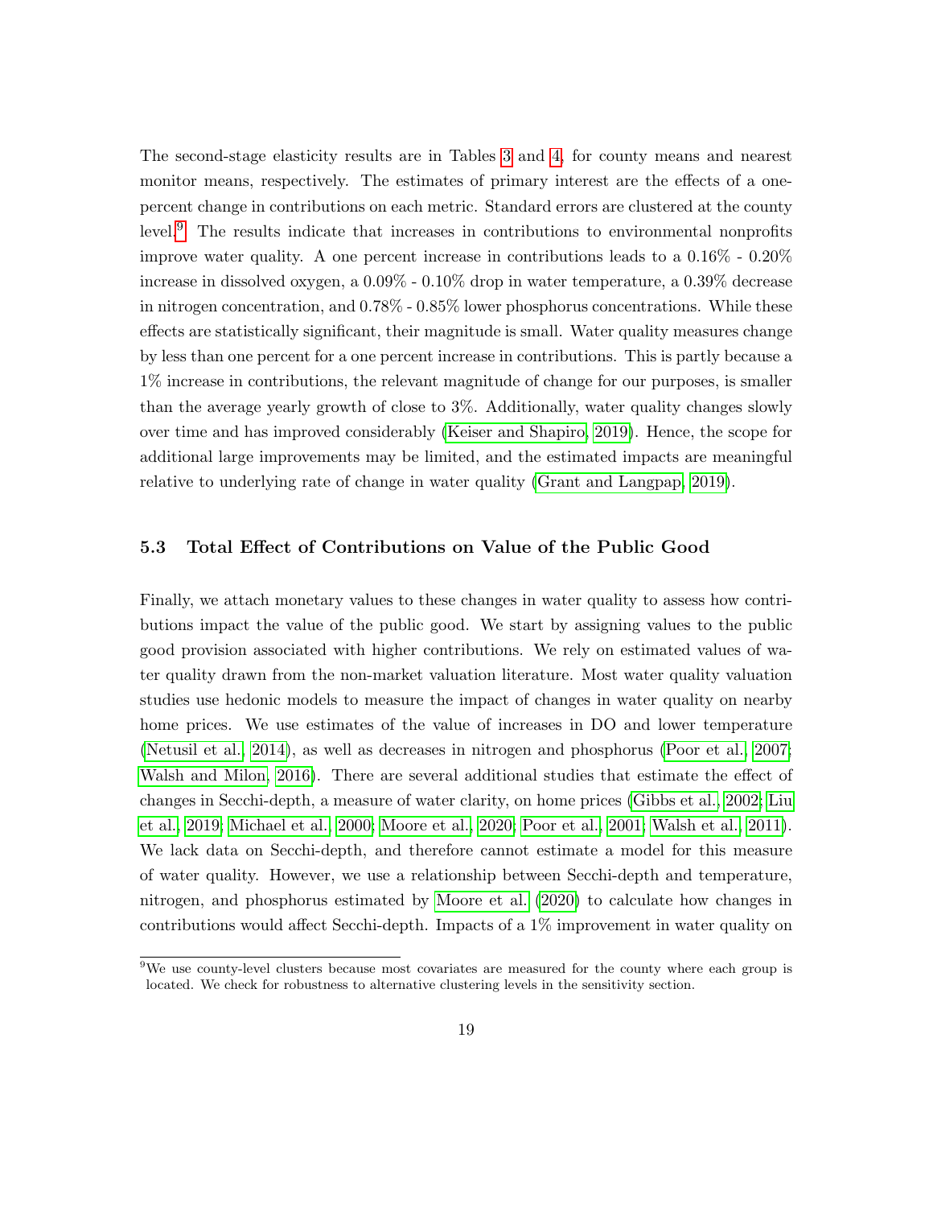The second-stage elasticity results are in Tables 3 and 4, for county means and nearest monitor means, respectively. The estimates of primary interest are the effects of a one-percent change in contributions on each metric. Standard errors are clustered at the county level.[9] The results indicate that increases in contributions to environmental nonprofits improve water quality. A one percent increase in contributions leads to a 0.16% - 0.20% increase in dissolved oxygen, a 0.09% - 0.10% drop in water temperature, a 0.39% decrease in nitrogen concentration, and 0.78% - 0.85% lower phosphorus concentrations. While these effects are statistically significant, their magnitude is small. Water quality measures change by less than one percent for a one percent increase in contributions. This is partly because a 1% increase in contributions, the relevant magnitude of change for our purposes, is smaller than the average yearly growth of close to 3%. Additionally, water quality changes slowly over time and has improved considerably (Keiser and Shapiro, 2019). Hence, the scope for additional large improvements may be limited, and the estimated impacts are meaningful relative to underlying rate of change in water quality (Grant and Langpap, 2019).

### 5.3 Total Effect of Contributions on Value of the Public Good

Finally, we attach monetary values to these changes in water quality to assess how contributions impact the value of the public good. We start by assigning values to the public good provision associated with higher contributions. We rely on estimated values of water quality drawn from the non-market valuation literature. Most water quality valuation studies use hedonic models to measure the impact of changes in water quality on nearby home prices. We use estimates of the value of increases in DO and lower temperature (Netusil et al., 2014), as well as decreases in nitrogen and phosphorus (Poor et al., 2007; Walsh and Milon, 2016). There are several additional studies that estimate the effect of changes in Secchi-depth, a measure of water clarity, on home prices (Gibbs et al., 2002; Liu et al., 2019; Michael et al., 2000; Moore et al., 2020; Poor et al., 2001; Walsh et al., 2011). We lack data on Secchi-depth, and therefore cannot estimate a model for this measure of water quality. However, we use a relationship between Secchi-depth and temperature, nitrogen, and phosphorus estimated by Moore et al. (2020) to calculate how changes in contributions would affect Secchi-depth. Impacts of a 1% improvement in water quality on

[9] We use county-level clusters because most covariates are measured for the county where each group is located. We check for robustness to alternative clustering levels in the sensitivity section.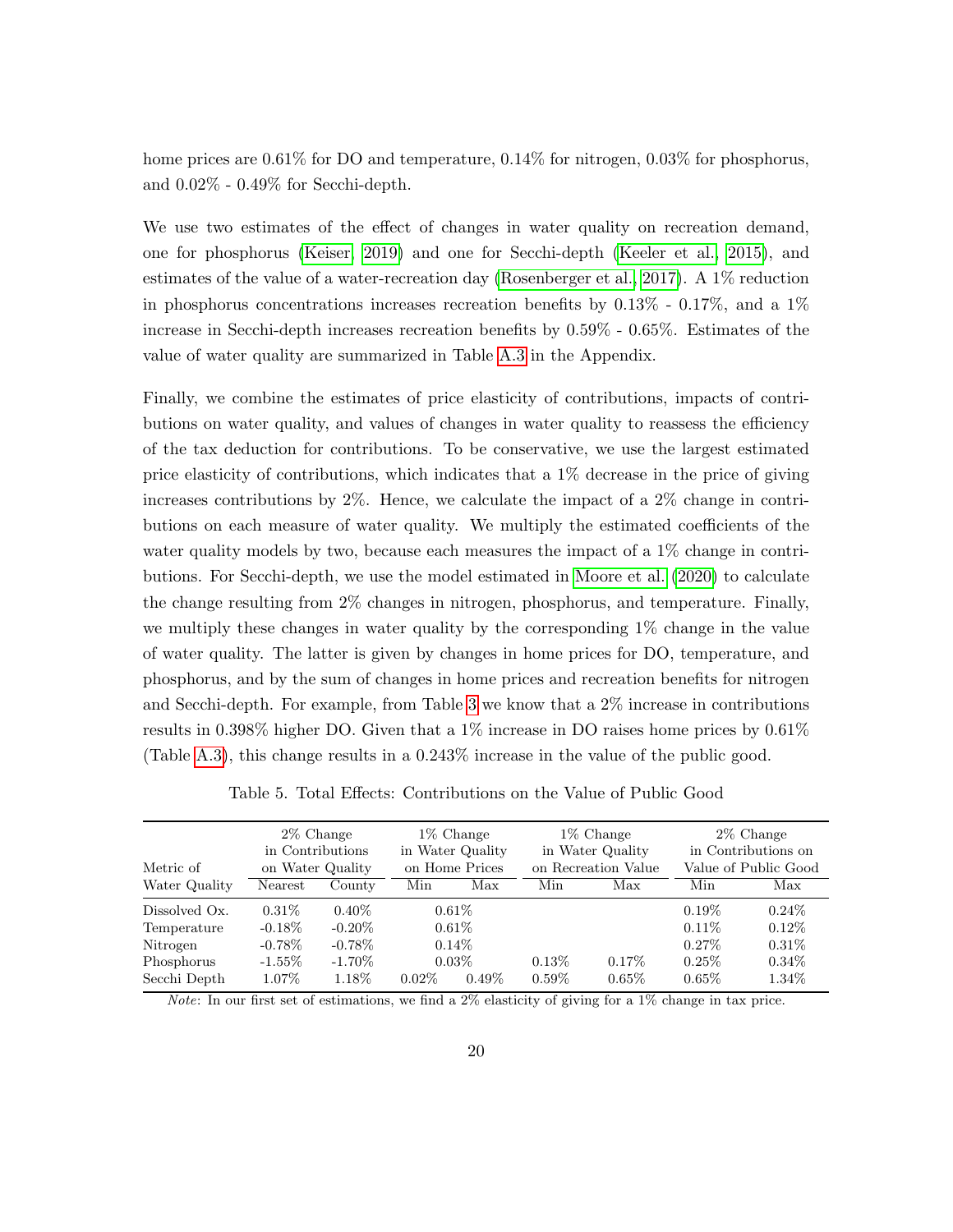home prices are 0.61% for DO and temperature, 0.14% for nitrogen, 0.03% for phosphorus, and 0.02% - 0.49% for Secchi-depth.

We use two estimates of the effect of changes in water quality on recreation demand, one for phosphorus (Keiser, 2019) and one for Secchi-depth (Keeler et al., 2015), and estimates of the value of a water-recreation day (Rosenberger et al., 2017). A 1% reduction in phosphorus concentrations increases recreation benefits by 0.13% - 0.17%, and a 1% increase in Secchi-depth increases recreation benefits by 0.59% - 0.65%. Estimates of the value of water quality are summarized in Table A.3 in the Appendix.

Finally, we combine the estimates of price elasticity of contributions, impacts of contributions on water quality, and values of changes in water quality to reassess the efficiency of the tax deduction for contributions. To be conservative, we use the largest estimated price elasticity of contributions, which indicates that a 1% decrease in the price of giving increases contributions by 2%. Hence, we calculate the impact of a 2% change in contributions on each measure of water quality. We multiply the estimated coefficients of the water quality models by two, because each measures the impact of a 1% change in contributions. For Secchi-depth, we use the model estimated in Moore et al. (2020) to calculate the change resulting from 2% changes in nitrogen, phosphorus, and temperature. Finally, we multiply these changes in water quality by the corresponding 1% change in the value of water quality. The latter is given by changes in home prices for DO, temperature, and phosphorus, and by the sum of changes in home prices and recreation benefits for nitrogen and Secchi-depth. For example, from Table 3 we know that a 2% increase in contributions results in 0.398% higher DO. Given that a 1% increase in DO raises home prices by 0.61% (Table A.3), this change results in a 0.243% increase in the value of the public good.

Table 5. Total Effects: Contributions on the Value of Public Good

| Metric of Water Quality | 2% Change in Contributions on Water Quality | | 1% Change in Water Quality on Home Prices | | 1% Change in Water Quality on Recreation Value | | 2% Change in Contributions on Value of Public Good | |
|---|---|---|---|---|---|---|---|---|
| | Nearest | County | Min | Max | Min | Max | Min | Max |
| Dissolved Ox. | 0.31% | 0.40% | 0.61% | | | | 0.19% | 0.24% |
| Temperature | -0.18% | -0.20% | 0.61% | | | | 0.11% | 0.12% |
| Nitrogen | -0.78% | -0.78% | 0.14% | | | | 0.27% | 0.31% |
| Phosphorus | -1.55% | -1.70% | 0.03% | | 0.13% | 0.17% | 0.25% | 0.34% |
| Secchi Depth | 1.07% | 1.18% | 0.02% | 0.49% | 0.59% | 0.65% | 0.65% | 1.34% |

*Note*: In our first set of estimations, we find a 2% elasticity of giving for a 1% change in tax price.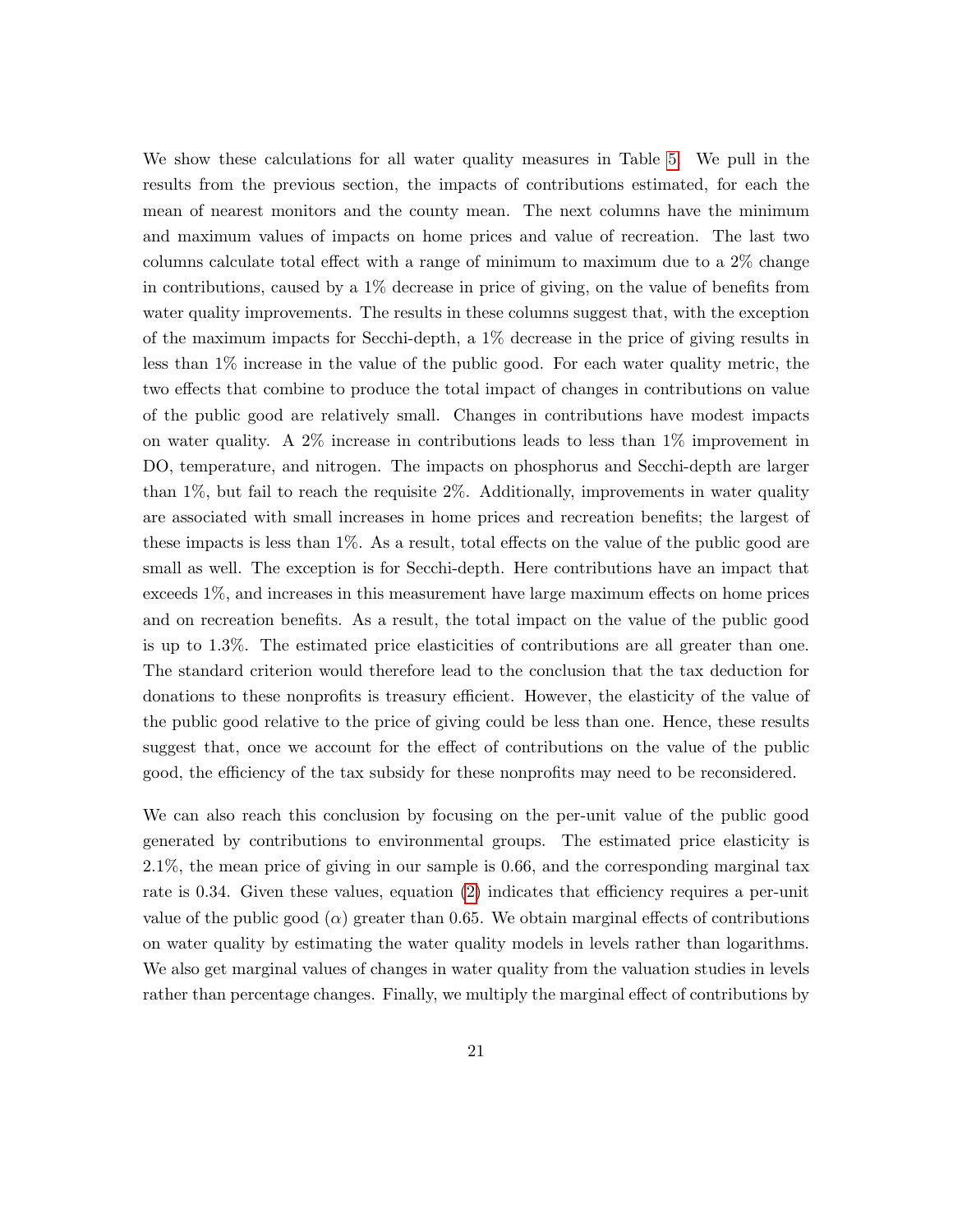We show these calculations for all water quality measures in Table 5. We pull in the results from the previous section, the impacts of contributions estimated, for each the mean of nearest monitors and the county mean. The next columns have the minimum and maximum values of impacts on home prices and value of recreation. The last two columns calculate total effect with a range of minimum to maximum due to a 2% change in contributions, caused by a 1% decrease in price of giving, on the value of benefits from water quality improvements. The results in these columns suggest that, with the exception of the maximum impacts for Secchi-depth, a 1% decrease in the price of giving results in less than 1% increase in the value of the public good. For each water quality metric, the two effects that combine to produce the total impact of changes in contributions on value of the public good are relatively small. Changes in contributions have modest impacts on water quality. A 2% increase in contributions leads to less than 1% improvement in DO, temperature, and nitrogen. The impacts on phosphorus and Secchi-depth are larger than 1%, but fail to reach the requisite 2%. Additionally, improvements in water quality are associated with small increases in home prices and recreation benefits; the largest of these impacts is less than 1%. As a result, total effects on the value of the public good are small as well. The exception is for Secchi-depth. Here contributions have an impact that exceeds 1%, and increases in this measurement have large maximum effects on home prices and on recreation benefits. As a result, the total impact on the value of the public good is up to 1.3%. The estimated price elasticities of contributions are all greater than one. The standard criterion would therefore lead to the conclusion that the tax deduction for donations to these nonprofits is treasury efficient. However, the elasticity of the value of the public good relative to the price of giving could be less than one. Hence, these results suggest that, once we account for the effect of contributions on the value of the public good, the efficiency of the tax subsidy for these nonprofits may need to be reconsidered.

We can also reach this conclusion by focusing on the per-unit value of the public good generated by contributions to environmental groups. The estimated price elasticity is 2.1%, the mean price of giving in our sample is 0.66, and the corresponding marginal tax rate is 0.34. Given these values, equation (2) indicates that efficiency requires a per-unit value of the public good ($\alpha$) greater than 0.65. We obtain marginal effects of contributions on water quality by estimating the water quality models in levels rather than logarithms. We also get marginal values of changes in water quality from the valuation studies in levels rather than percentage changes. Finally, we multiply the marginal effect of contributions by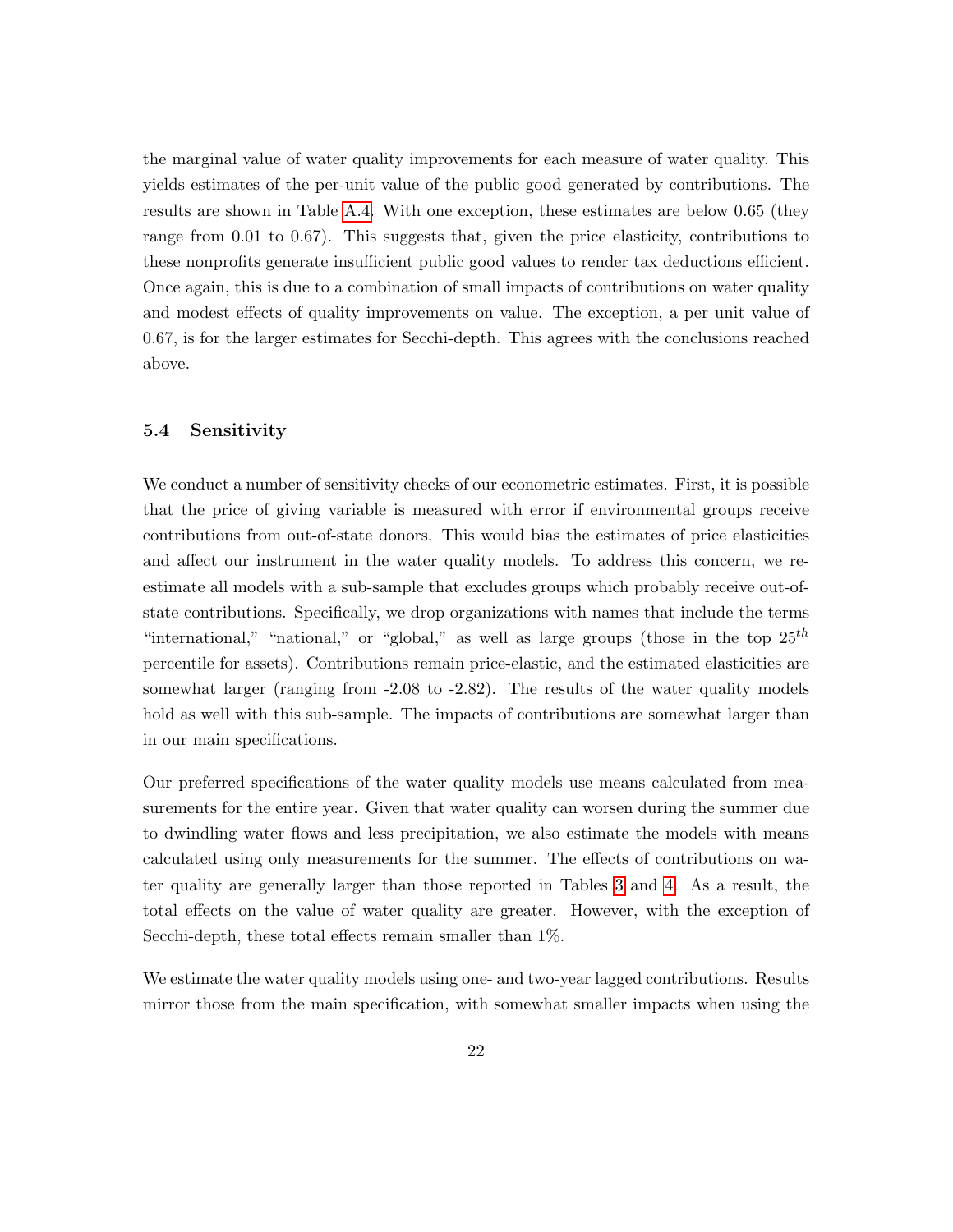the marginal value of water quality improvements for each measure of water quality. This yields estimates of the per-unit value of the public good generated by contributions. The results are shown in Table A.4. With one exception, these estimates are below 0.65 (they range from 0.01 to 0.67). This suggests that, given the price elasticity, contributions to these nonprofits generate insufficient public good values to render tax deductions efficient. Once again, this is due to a combination of small impacts of contributions on water quality and modest effects of quality improvements on value. The exception, a per unit value of 0.67, is for the larger estimates for Secchi-depth. This agrees with the conclusions reached above.

### 5.4 Sensitivity

We conduct a number of sensitivity checks of our econometric estimates. First, it is possible that the price of giving variable is measured with error if environmental groups receive contributions from out-of-state donors. This would bias the estimates of price elasticities and affect our instrument in the water quality models. To address this concern, we re-estimate all models with a sub-sample that excludes groups which probably receive out-of-state contributions. Specifically, we drop organizations with names that include the terms "international," "national," or "global," as well as large groups (those in the top $25^{th}$ percentile for assets). Contributions remain price-elastic, and the estimated elasticities are somewhat larger (ranging from -2.08 to -2.82). The results of the water quality models hold as well with this sub-sample. The impacts of contributions are somewhat larger than in our main specifications.

Our preferred specifications of the water quality models use means calculated from measurements for the entire year. Given that water quality can worsen during the summer due to dwindling water flows and less precipitation, we also estimate the models with means calculated using only measurements for the summer. The effects of contributions on water quality are generally larger than those reported in Tables 3 and 4. As a result, the total effects on the value of water quality are greater. However, with the exception of Secchi-depth, these total effects remain smaller than 1%.

We estimate the water quality models using one- and two-year lagged contributions. Results mirror those from the main specification, with somewhat smaller impacts when using the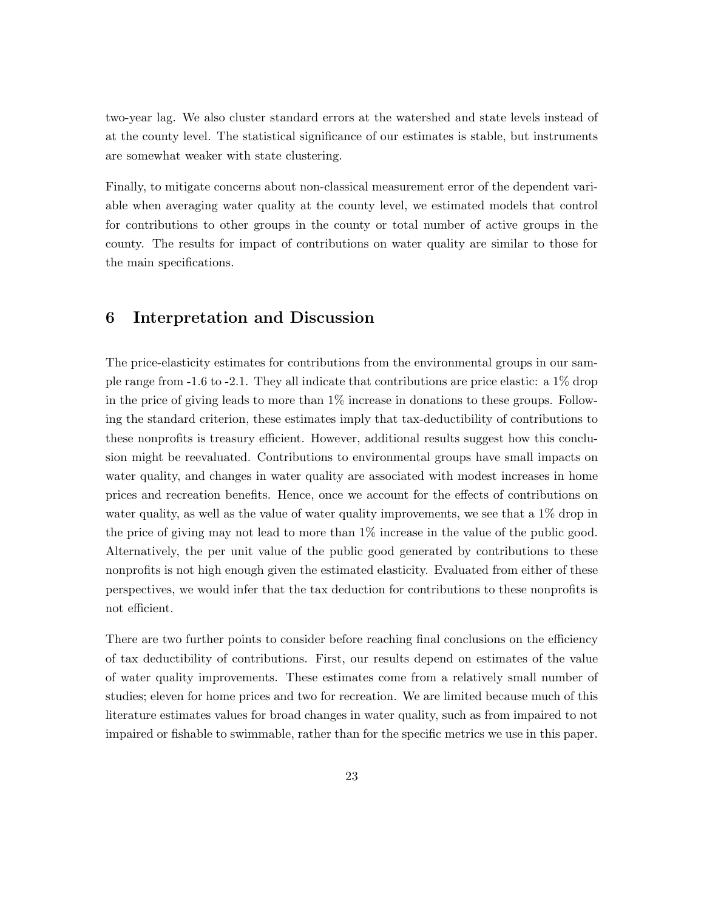two-year lag. We also cluster standard errors at the watershed and state levels instead of at the county level. The statistical significance of our estimates is stable, but instruments are somewhat weaker with state clustering.

Finally, to mitigate concerns about non-classical measurement error of the dependent variable when averaging water quality at the county level, we estimated models that control for contributions to other groups in the county or total number of active groups in the county. The results for impact of contributions on water quality are similar to those for the main specifications.

## 6 Interpretation and Discussion

The price-elasticity estimates for contributions from the environmental groups in our sample range from -1.6 to -2.1. They all indicate that contributions are price elastic: a 1% drop in the price of giving leads to more than 1% increase in donations to these groups. Following the standard criterion, these estimates imply that tax-deductibility of contributions to these nonprofits is treasury efficient. However, additional results suggest how this conclusion might be reevaluated. Contributions to environmental groups have small impacts on water quality, and changes in water quality are associated with modest increases in home prices and recreation benefits. Hence, once we account for the effects of contributions on water quality, as well as the value of water quality improvements, we see that a 1% drop in the price of giving may not lead to more than 1% increase in the value of the public good. Alternatively, the per unit value of the public good generated by contributions to these nonprofits is not high enough given the estimated elasticity. Evaluated from either of these perspectives, we would infer that the tax deduction for contributions to these nonprofits is not efficient.

There are two further points to consider before reaching final conclusions on the efficiency of tax deductibility of contributions. First, our results depend on estimates of the value of water quality improvements. These estimates come from a relatively small number of studies; eleven for home prices and two for recreation. We are limited because much of this literature estimates values for broad changes in water quality, such as from impaired to not impaired or fishable to swimmable, rather than for the specific metrics we use in this paper.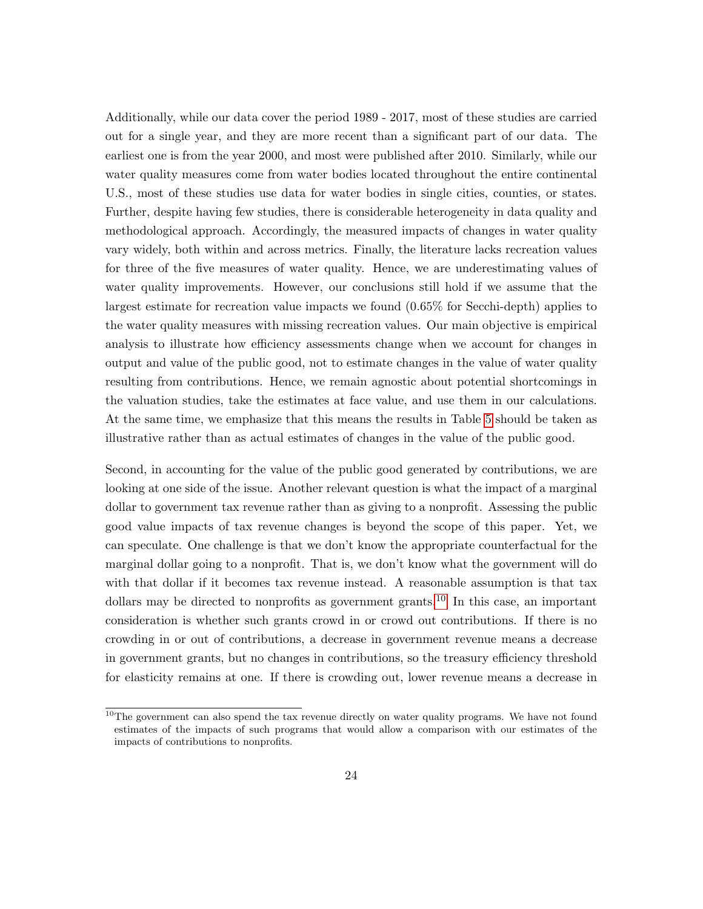Additionally, while our data cover the period 1989 - 2017, most of these studies are carried out for a single year, and they are more recent than a significant part of our data. The earliest one is from the year 2000, and most were published after 2010. Similarly, while our water quality measures come from water bodies located throughout the entire continental U.S., most of these studies use data for water bodies in single cities, counties, or states. Further, despite having few studies, there is considerable heterogeneity in data quality and methodological approach. Accordingly, the measured impacts of changes in water quality vary widely, both within and across metrics. Finally, the literature lacks recreation values for three of the five measures of water quality. Hence, we are underestimating values of water quality improvements. However, our conclusions still hold if we assume that the largest estimate for recreation value impacts we found (0.65% for Secchi-depth) applies to the water quality measures with missing recreation values. Our main objective is empirical analysis to illustrate how efficiency assessments change when we account for changes in output and value of the public good, not to estimate changes in the value of water quality resulting from contributions. Hence, we remain agnostic about potential shortcomings in the valuation studies, take the estimates at face value, and use them in our calculations. At the same time, we emphasize that this means the results in Table 5 should be taken as illustrative rather than as actual estimates of changes in the value of the public good.

Second, in accounting for the value of the public good generated by contributions, we are looking at one side of the issue. Another relevant question is what the impact of a marginal dollar to government tax revenue rather than as giving to a nonprofit. Assessing the public good value impacts of tax revenue changes is beyond the scope of this paper. Yet, we can speculate. One challenge is that we don't know the appropriate counterfactual for the marginal dollar going to a nonprofit. That is, we don't know what the government will do with that dollar if it becomes tax revenue instead. A reasonable assumption is that tax dollars may be directed to nonprofits as government grants.[10] In this case, an important consideration is whether such grants crowd in or crowd out contributions. If there is no crowding in or out of contributions, a decrease in government revenue means a decrease in government grants, but no changes in contributions, so the treasury efficiency threshold for elasticity remains at one. If there is crowding out, lower revenue means a decrease in

[10] The government can also spend the tax revenue directly on water quality programs. We have not found estimates of the impacts of such programs that would allow a comparison with our estimates of the impacts of contributions to nonprofits.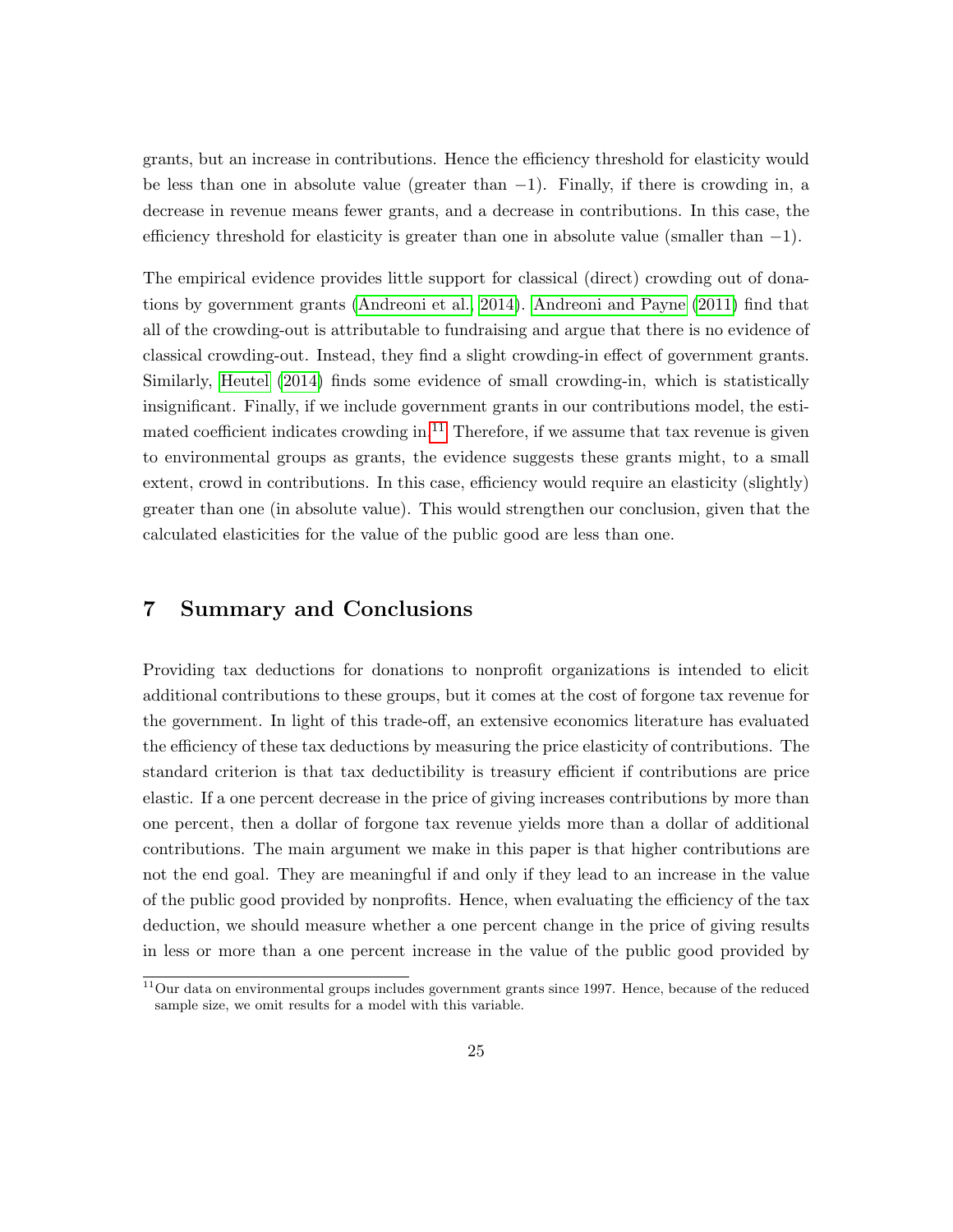grants, but an increase in contributions. Hence the efficiency threshold for elasticity would be less than one in absolute value (greater than $-1$). Finally, if there is crowding in, a decrease in revenue means fewer grants, and a decrease in contributions. In this case, the efficiency threshold for elasticity is greater than one in absolute value (smaller than $-1$).

The empirical evidence provides little support for classical (direct) crowding out of donations by government grants (Andreoni et al., 2014). Andreoni and Payne (2011) find that all of the crowding-out is attributable to fundraising and argue that there is no evidence of classical crowding-out. Instead, they find a slight crowding-in effect of government grants. Similarly, Heutel (2014) finds some evidence of small crowding-in, which is statistically insignificant. Finally, if we include government grants in our contributions model, the estimated coefficient indicates crowding in.[11] Therefore, if we assume that tax revenue is given to environmental groups as grants, the evidence suggests these grants might, to a small extent, crowd in contributions. In this case, efficiency would require an elasticity (slightly) greater than one (in absolute value). This would strengthen our conclusion, given that the calculated elasticities for the value of the public good are less than one.

## 7 Summary and Conclusions

Providing tax deductions for donations to nonprofit organizations is intended to elicit additional contributions to these groups, but it comes at the cost of forgone tax revenue for the government. In light of this trade-off, an extensive economics literature has evaluated the efficiency of these tax deductions by measuring the price elasticity of contributions. The standard criterion is that tax deductibility is treasury efficient if contributions are price elastic. If a one percent decrease in the price of giving increases contributions by more than one percent, then a dollar of forgone tax revenue yields more than a dollar of additional contributions. The main argument we make in this paper is that higher contributions are not the end goal. They are meaningful if and only if they lead to an increase in the value of the public good provided by nonprofits. Hence, when evaluating the efficiency of the tax deduction, we should measure whether a one percent change in the price of giving results in less or more than a one percent increase in the value of the public good provided by

[11] Our data on environmental groups includes government grants since 1997. Hence, because of the reduced sample size, we omit results for a model with this variable.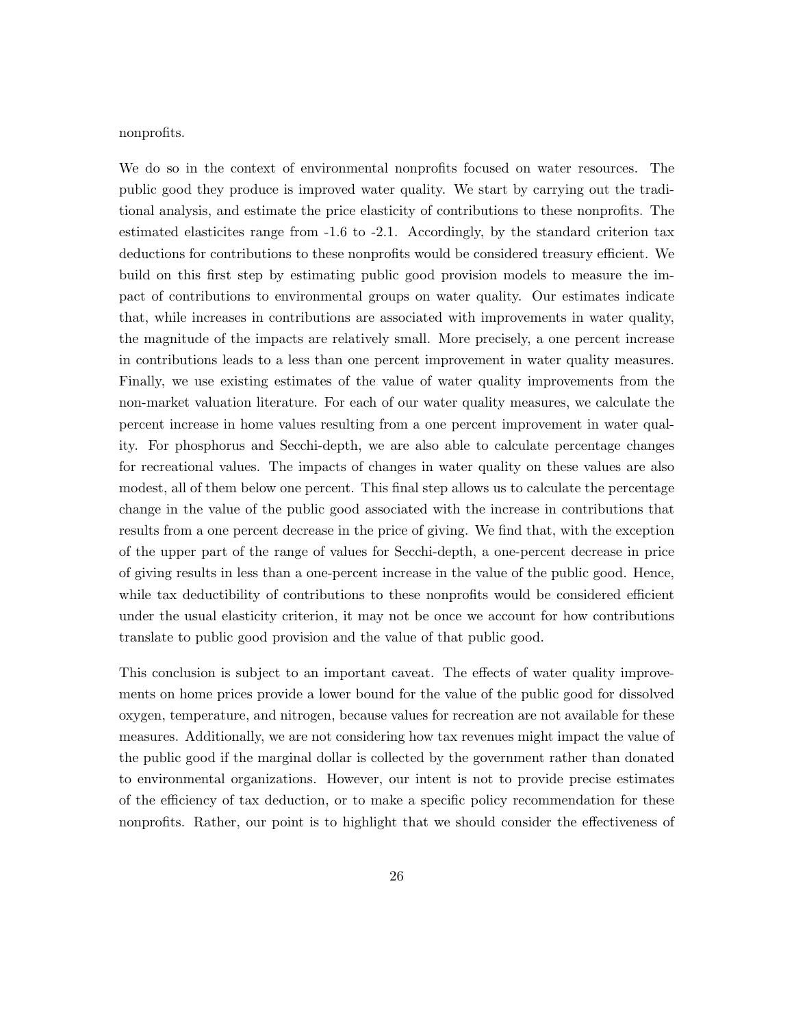nonprofits.

We do so in the context of environmental nonprofits focused on water resources. The public good they produce is improved water quality. We start by carrying out the traditional analysis, and estimate the price elasticity of contributions to these nonprofits. The estimated elasticites range from -1.6 to -2.1. Accordingly, by the standard criterion tax deductions for contributions to these nonprofits would be considered treasury efficient. We build on this first step by estimating public good provision models to measure the impact of contributions to environmental groups on water quality. Our estimates indicate that, while increases in contributions are associated with improvements in water quality, the magnitude of the impacts are relatively small. More precisely, a one percent increase in contributions leads to a less than one percent improvement in water quality measures. Finally, we use existing estimates of the value of water quality improvements from the non-market valuation literature. For each of our water quality measures, we calculate the percent increase in home values resulting from a one percent improvement in water quality. For phosphorus and Secchi-depth, we are also able to calculate percentage changes for recreational values. The impacts of changes in water quality on these values are also modest, all of them below one percent. This final step allows us to calculate the percentage change in the value of the public good associated with the increase in contributions that results from a one percent decrease in the price of giving. We find that, with the exception of the upper part of the range of values for Secchi-depth, a one-percent decrease in price of giving results in less than a one-percent increase in the value of the public good. Hence, while tax deductibility of contributions to these nonprofits would be considered efficient under the usual elasticity criterion, it may not be once we account for how contributions translate to public good provision and the value of that public good.

This conclusion is subject to an important caveat. The effects of water quality improvements on home prices provide a lower bound for the value of the public good for dissolved oxygen, temperature, and nitrogen, because values for recreation are not available for these measures. Additionally, we are not considering how tax revenues might impact the value of the public good if the marginal dollar is collected by the government rather than donated to environmental organizations. However, our intent is not to provide precise estimates of the efficiency of tax deduction, or to make a specific policy recommendation for these nonprofits. Rather, our point is to highlight that we should consider the effectiveness of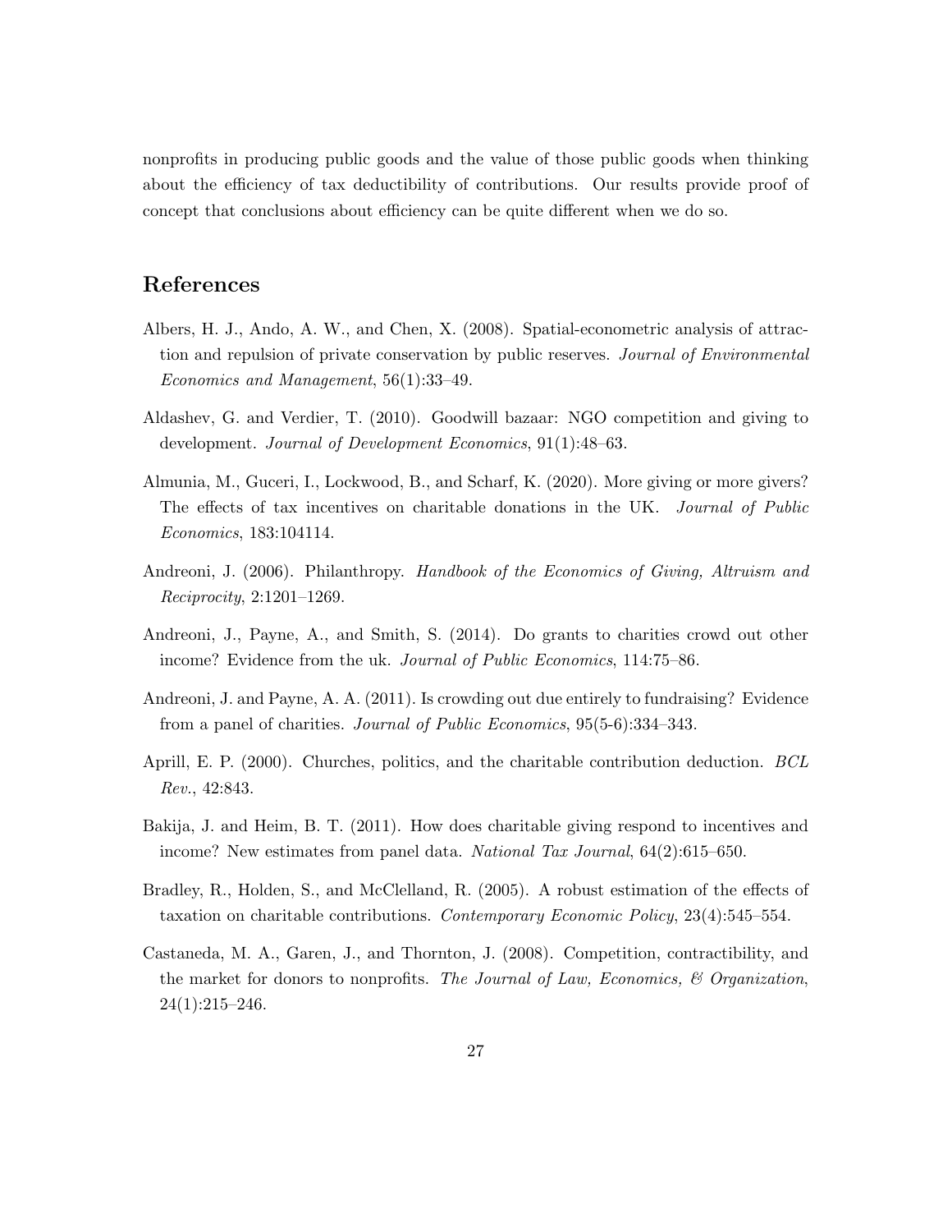nonprofits in producing public goods and the value of those public goods when thinking about the efficiency of tax deductibility of contributions. Our results provide proof of concept that conclusions about efficiency can be quite different when we do so.

## References

Albers, H. J., Ando, A. W., and Chen, X. (2008). Spatial-econometric analysis of attraction and repulsion of private conservation by public reserves. *Journal of Environmental Economics and Management*, 56(1):33–49.

Aldashev, G. and Verdier, T. (2010). Goodwill bazaar: NGO competition and giving to development. *Journal of Development Economics*, 91(1):48–63.

Almunia, M., Guceri, I., Lockwood, B., and Scharf, K. (2020). More giving or more givers? The effects of tax incentives on charitable donations in the UK. *Journal of Public Economics*, 183:104114.

Andreoni, J. (2006). Philanthropy. *Handbook of the Economics of Giving, Altruism and Reciprocity*, 2:1201–1269.

Andreoni, J., Payne, A., and Smith, S. (2014). Do grants to charities crowd out other income? Evidence from the uk. *Journal of Public Economics*, 114:75–86.

Andreoni, J. and Payne, A. A. (2011). Is crowding out due entirely to fundraising? Evidence from a panel of charities. *Journal of Public Economics*, 95(5-6):334–343.

Aprill, E. P. (2000). Churches, politics, and the charitable contribution deduction. *BCL Rev.*, 42:843.

Bakija, J. and Heim, B. T. (2011). How does charitable giving respond to incentives and income? New estimates from panel data. *National Tax Journal*, 64(2):615–650.

Bradley, R., Holden, S., and McClelland, R. (2005). A robust estimation of the effects of taxation on charitable contributions. *Contemporary Economic Policy*, 23(4):545–554.

Castaneda, M. A., Garen, J., and Thornton, J. (2008). Competition, contractibility, and the market for donors to nonprofits. *The Journal of Law, Economics, & Organization*, 24(1):215–246.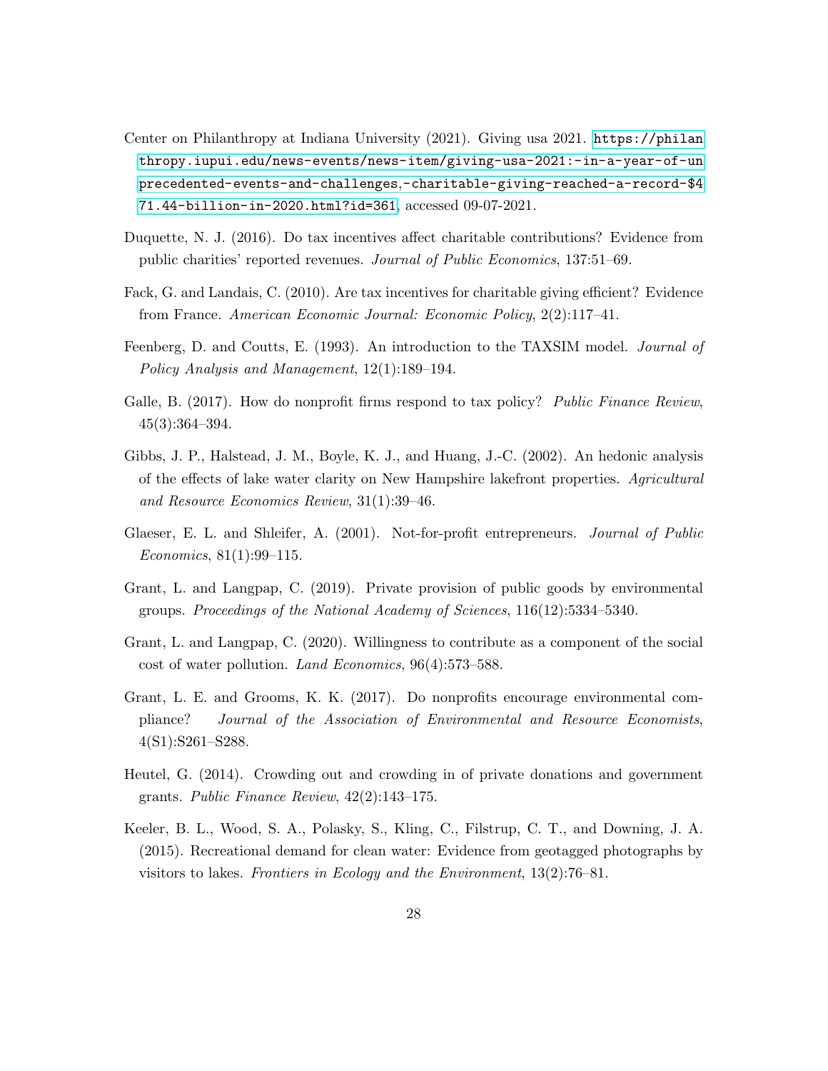Center on Philanthropy at Indiana University (2021). Giving usa 2021. https://philanthropy.iupui.edu/news-events/news-item/giving-usa-2021:-in-a-year-of-unprecedented-events-and-challenges,-charitable-giving-reached-a-record-$471.44-billion-in-2020.html?id=361, accessed 09-07-2021.

Duquette, N. J. (2016). Do tax incentives affect charitable contributions? Evidence from public charities' reported revenues. *Journal of Public Economics*, 137:51–69.

Fack, G. and Landais, C. (2010). Are tax incentives for charitable giving efficient? Evidence from France. *American Economic Journal: Economic Policy*, 2(2):117–41.

Feenberg, D. and Coutts, E. (1993). An introduction to the TAXSIM model. *Journal of Policy Analysis and Management*, 12(1):189–194.

Galle, B. (2017). How do nonprofit firms respond to tax policy? *Public Finance Review*, 45(3):364–394.

Gibbs, J. P., Halstead, J. M., Boyle, K. J., and Huang, J.-C. (2002). An hedonic analysis of the effects of lake water clarity on New Hampshire lakefront properties. *Agricultural and Resource Economics Review*, 31(1):39–46.

Glaeser, E. L. and Shleifer, A. (2001). Not-for-profit entrepreneurs. *Journal of Public Economics*, 81(1):99–115.

Grant, L. and Langpap, C. (2019). Private provision of public goods by environmental groups. *Proceedings of the National Academy of Sciences*, 116(12):5334–5340.

Grant, L. and Langpap, C. (2020). Willingness to contribute as a component of the social cost of water pollution. *Land Economics*, 96(4):573–588.

Grant, L. E. and Grooms, K. K. (2017). Do nonprofits encourage environmental compliance? *Journal of the Association of Environmental and Resource Economists*, 4(S1):S261–S288.

Heutel, G. (2014). Crowding out and crowding in of private donations and government grants. *Public Finance Review*, 42(2):143–175.

Keeler, B. L., Wood, S. A., Polasky, S., Kling, C., Filstrup, C. T., and Downing, J. A. (2015). Recreational demand for clean water: Evidence from geotagged photographs by visitors to lakes. *Frontiers in Ecology and the Environment*, 13(2):76–81.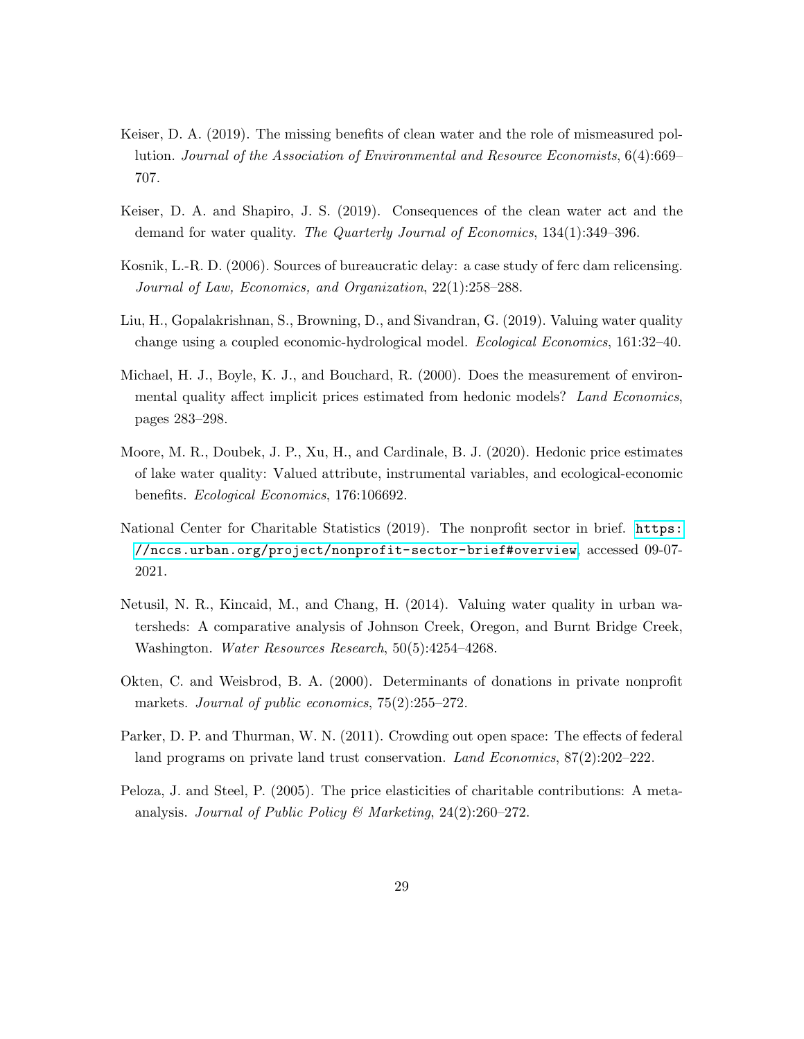Keiser, D. A. (2019). The missing benefits of clean water and the role of mismeasured pollution. *Journal of the Association of Environmental and Resource Economists*, 6(4):669–707.

Keiser, D. A. and Shapiro, J. S. (2019). Consequences of the clean water act and the demand for water quality. *The Quarterly Journal of Economics*, 134(1):349–396.

Kosnik, L.-R. D. (2006). Sources of bureaucratic delay: a case study of ferc dam relicensing. *Journal of Law, Economics, and Organization*, 22(1):258–288.

Liu, H., Gopalakrishnan, S., Browning, D., and Sivandran, G. (2019). Valuing water quality change using a coupled economic-hydrological model. *Ecological Economics*, 161:32–40.

Michael, H. J., Boyle, K. J., and Bouchard, R. (2000). Does the measurement of environmental quality affect implicit prices estimated from hedonic models? *Land Economics*, pages 283–298.

Moore, M. R., Doubek, J. P., Xu, H., and Cardinale, B. J. (2020). Hedonic price estimates of lake water quality: Valued attribute, instrumental variables, and ecological-economic benefits. *Ecological Economics*, 176:106692.

National Center for Charitable Statistics (2019). The nonprofit sector in brief. https://nccs.urban.org/project/nonprofit-sector-brief#overview, accessed 09-07-2021.

Netusil, N. R., Kincaid, M., and Chang, H. (2014). Valuing water quality in urban watersheds: A comparative analysis of Johnson Creek, Oregon, and Burnt Bridge Creek, Washington. *Water Resources Research*, 50(5):4254–4268.

Okten, C. and Weisbrod, B. A. (2000). Determinants of donations in private nonprofit markets. *Journal of public economics*, 75(2):255–272.

Parker, D. P. and Thurman, W. N. (2011). Crowding out open space: The effects of federal land programs on private land trust conservation. *Land Economics*, 87(2):202–222.

Peloza, J. and Steel, P. (2005). The price elasticities of charitable contributions: A meta-analysis. *Journal of Public Policy & Marketing*, 24(2):260–272.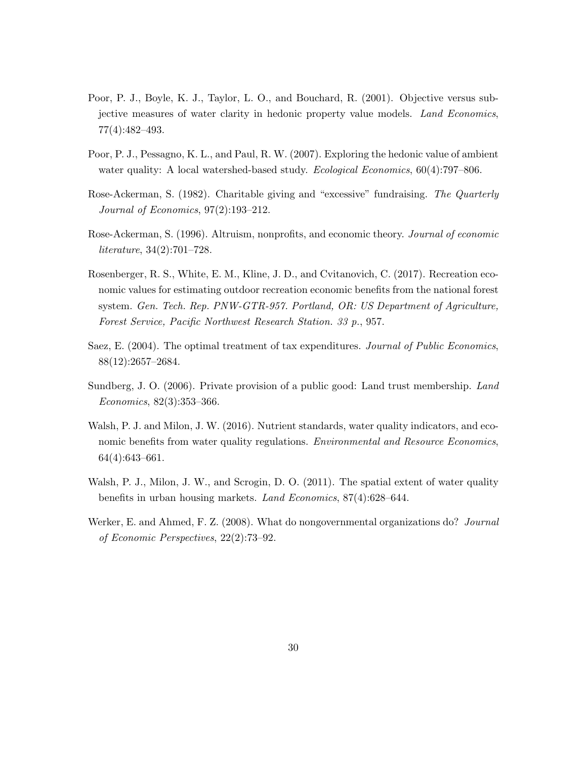Poor, P. J., Boyle, K. J., Taylor, L. O., and Bouchard, R. (2001). Objective versus subjective measures of water clarity in hedonic property value models. *Land Economics*, 77(4):482–493.

Poor, P. J., Pessagno, K. L., and Paul, R. W. (2007). Exploring the hedonic value of ambient water quality: A local watershed-based study. *Ecological Economics*, 60(4):797–806.

Rose-Ackerman, S. (1982). Charitable giving and "excessive" fundraising. *The Quarterly Journal of Economics*, 97(2):193–212.

Rose-Ackerman, S. (1996). Altruism, nonprofits, and economic theory. *Journal of economic literature*, 34(2):701–728.

Rosenberger, R. S., White, E. M., Kline, J. D., and Cvitanovich, C. (2017). Recreation economic values for estimating outdoor recreation economic benefits from the national forest system. *Gen. Tech. Rep. PNW-GTR-957. Portland, OR: US Department of Agriculture, Forest Service, Pacific Northwest Research Station. 33 p.*, 957.

Saez, E. (2004). The optimal treatment of tax expenditures. *Journal of Public Economics*, 88(12):2657–2684.

Sundberg, J. O. (2006). Private provision of a public good: Land trust membership. *Land Economics*, 82(3):353–366.

Walsh, P. J. and Milon, J. W. (2016). Nutrient standards, water quality indicators, and economic benefits from water quality regulations. *Environmental and Resource Economics*, 64(4):643–661.

Walsh, P. J., Milon, J. W., and Scrogin, D. O. (2011). The spatial extent of water quality benefits in urban housing markets. *Land Economics*, 87(4):628–644.

Werker, E. and Ahmed, F. Z. (2008). What do nongovernmental organizations do? *Journal of Economic Perspectives*, 22(2):73–92.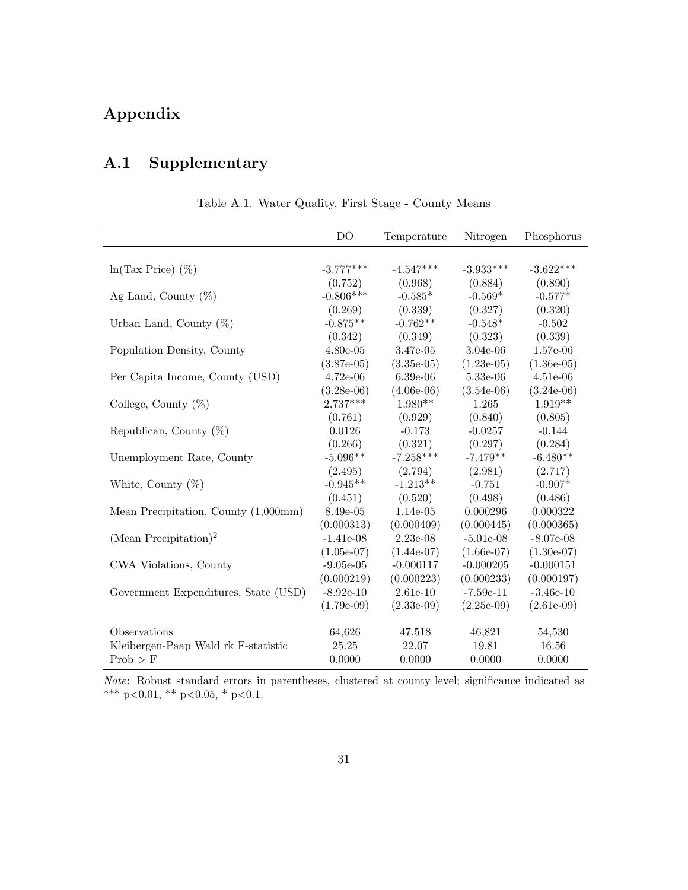# Appendix

## A.1 Supplementary

Table A.1. Water Quality, First Stage - County Means

| | DO | Temperature | Nitrogen | Phosphorus |
|---|---|---|---|---|
| ln(Tax Price) (%) | -3.777*** | -4.547*** | -3.933*** | -3.622*** |
| | (0.752) | (0.968) | (0.884) | (0.890) |
| Ag Land, County (%) | -0.806*** | -0.585* | -0.569* | -0.577* |
| | (0.269) | (0.339) | (0.327) | (0.320) |
| Urban Land, County (%) | -0.875** | -0.762** | -0.548* | -0.502 |
| | (0.342) | (0.349) | (0.323) | (0.339) |
| Population Density, County | 4.80e-05 | 3.47e-05 | 3.04e-06 | 1.57e-06 |
| | (3.87e-05) | (3.35e-05) | (1.23e-05) | (1.36e-05) |
| Per Capita Income, County (USD) | 4.72e-06 | 6.39e-06 | 5.33e-06 | 4.51e-06 |
| | (3.28e-06) | (4.06e-06) | (3.54e-06) | (3.24e-06) |
| College, County (%) | 2.737*** | 1.980** | 1.265 | 1.919** |
| | (0.761) | (0.929) | (0.840) | (0.805) |
| Republican, County (%) | 0.0126 | -0.173 | -0.0257 | -0.144 |
| | (0.266) | (0.321) | (0.297) | (0.284) |
| Unemployment Rate, County | -5.096** | -7.258*** | -7.479** | -6.480** |
| | (2.495) | (2.794) | (2.981) | (2.717) |
| White, County (%) | -0.945** | -1.213** | -0.751 | -0.907* |
| | (0.451) | (0.520) | (0.498) | (0.486) |
| Mean Precipitation, County (1,000mm) | 8.49e-05 | 1.14e-05 | 0.000296 | 0.000322 |
| | (0.000313) | (0.000409) | (0.000445) | (0.000365) |
| (Mean Precipitation)$^2$ | -1.41e-08 | 2.23e-08 | -5.01e-08 | -8.07e-08 |
| | (1.05e-07) | (1.44e-07) | (1.66e-07) | (1.30e-07) |
| CWA Violations, County | -9.05e-05 | -0.000117 | -0.000205 | -0.000151 |
| | (0.000219) | (0.000223) | (0.000233) | (0.000197) |
| Government Expenditures, State (USD) | -8.92e-10 | 2.61e-10 | -7.59e-11 | -3.46e-10 |
| | (1.79e-09) | (2.33e-09) | (2.25e-09) | (2.61e-09) |
| Observations | 64,626 | 47,518 | 46,821 | 54,530 |
| Kleibergen-Paap Wald rk F-statistic | 25.25 | 22.07 | 19.81 | 16.56 |
| Prob > F | 0.0000 | 0.0000 | 0.0000 | 0.0000 |

*Note*: Robust standard errors in parentheses, clustered at county level; significance indicated as *** p<0.01, ** p<0.05, * p<0.1.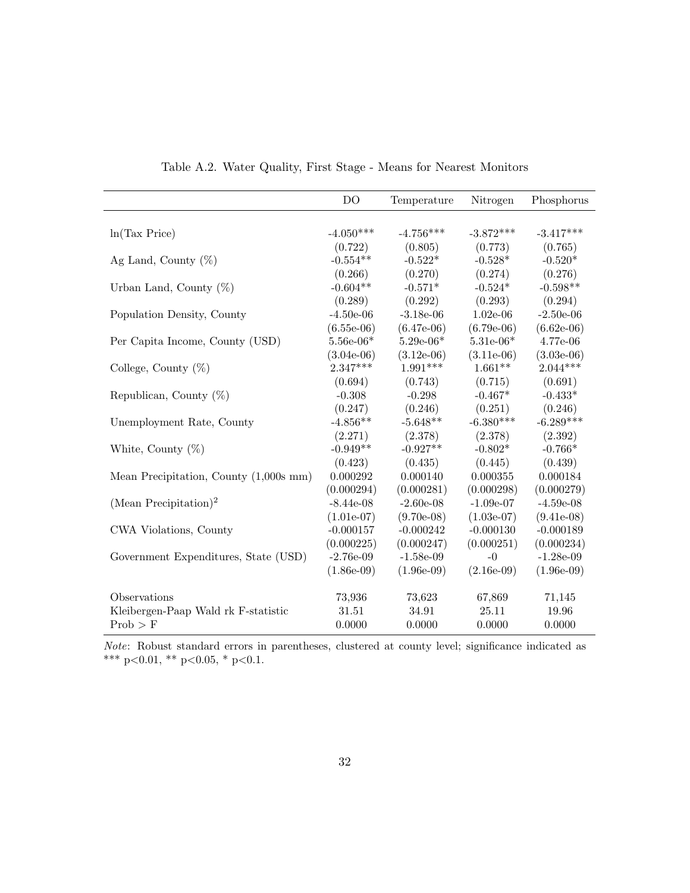Table A.2. Water Quality, First Stage - Means for Nearest Monitors

| | DO | Temperature | Nitrogen | Phosphorus |
|---|---|---|---|---|
| ln(Tax Price) | -4.050*** | -4.756*** | -3.872*** | -3.417*** |
| | (0.722) | (0.805) | (0.773) | (0.765) |
| Ag Land, County (%) | -0.554** | -0.522* | -0.528* | -0.520* |
| | (0.266) | (0.270) | (0.274) | (0.276) |
| Urban Land, County (%) | -0.604** | -0.571* | -0.524* | -0.598** |
| | (0.289) | (0.292) | (0.293) | (0.294) |
| Population Density, County | -4.50e-06 | -3.18e-06 | 1.02e-06 | -2.50e-06 |
| | (6.55e-06) | (6.47e-06) | (6.79e-06) | (6.62e-06) |
| Per Capita Income, County (USD) | 5.56e-06* | 5.29e-06* | 5.31e-06* | 4.77e-06 |
| | (3.04e-06) | (3.12e-06) | (3.11e-06) | (3.03e-06) |
| College, County (%) | 2.347*** | 1.991*** | 1.661** | 2.044*** |
| | (0.694) | (0.743) | (0.715) | (0.691) |
| Republican, County (%) | -0.308 | -0.298 | -0.467* | -0.433* |
| | (0.247) | (0.246) | (0.251) | (0.246) |
| Unemployment Rate, County | -4.856** | -5.648** | -6.380*** | -6.289*** |
| | (2.271) | (2.378) | (2.378) | (2.392) |
| White, County (%) | -0.949** | -0.927** | -0.802* | -0.766* |
| | (0.423) | (0.435) | (0.445) | (0.439) |
| Mean Precipitation, County (1,000s mm) | 0.000292 | 0.000140 | 0.000355 | 0.000184 |
| | (0.000294) | (0.000281) | (0.000298) | (0.000279) |
| (Mean Precipitation)$^2$ | -8.44e-08 | -2.60e-08 | -1.09e-07 | -4.59e-08 |
| | (1.01e-07) | (9.70e-08) | (1.03e-07) | (9.41e-08) |
| CWA Violations, County | -0.000157 | -0.000242 | -0.000130 | -0.000189 |
| | (0.000225) | (0.000247) | (0.000251) | (0.000234) |
| Government Expenditures, State (USD) | -2.76e-09 | -1.58e-09 | -0 | -1.28e-09 |
| | (1.86e-09) | (1.96e-09) | (2.16e-09) | (1.96e-09) |
| Observations | 73,936 | 73,623 | 67,869 | 71,145 |
| Kleibergen-Paap Wald rk F-statistic | 31.51 | 34.91 | 25.11 | 19.96 |
| Prob > F | 0.0000 | 0.0000 | 0.0000 | 0.0000 |

*Note*: Robust standard errors in parentheses, clustered at county level; significance indicated as *** p<0.01, ** p<0.05, * p<0.1.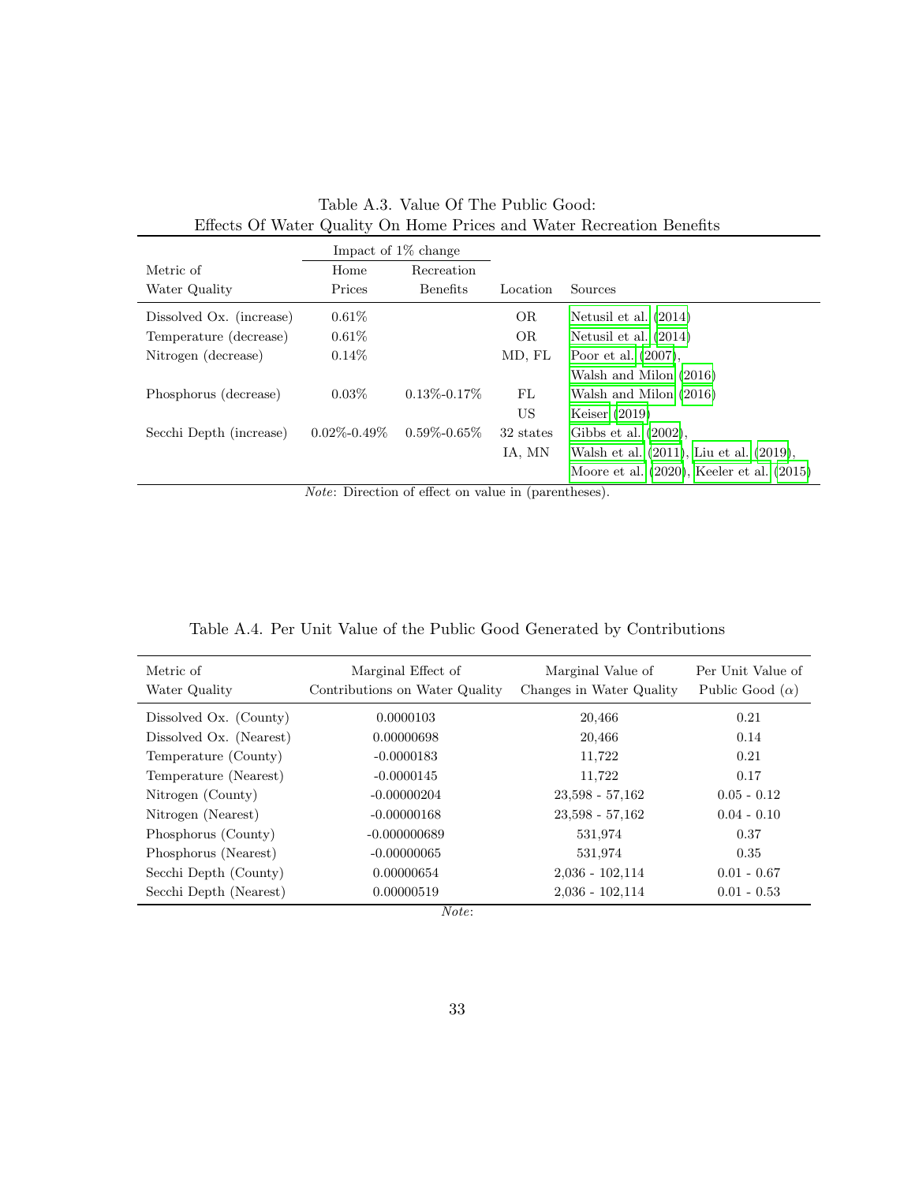Table A.3. Value Of The Public Good: Effects Of Water Quality On Home Prices and Water Recreation Benefits

| Metric of Water Quality | Impact of 1% change: Home Prices | Impact of 1% change: Recreation Benefits | Location | Sources |
|---|---|---|---|---|
| Dissolved Ox. (increase) | 0.61% | | OR | Netusil et al. (2014) |
| Temperature (decrease) | 0.61% | | OR | Netusil et al. (2014) |
| Nitrogen (decrease) | 0.14% | | MD, FL | Poor et al. (2007), |
| | | | | Walsh and Milon (2016) |
| Phosphorus (decrease) | 0.03% | 0.13%-0.17% | FL | Walsh and Milon (2016) |
| | | | US | Keiser (2019) |
| Secchi Depth (increase) | 0.02%-0.49% | 0.59%-0.65% | 32 states | Gibbs et al. (2002), |
| | | | IA, MN | Walsh et al. (2011), Liu et al. (2019), |
| | | | | Moore et al. (2020), Keeler et al. (2015) |

*Note*: Direction of effect on value in (parentheses).

Table A.4. Per Unit Value of the Public Good Generated by Contributions

| Metric of Water Quality | Marginal Effect of Contributions on Water Quality | Marginal Value of Changes in Water Quality | Per Unit Value of Public Good ($\alpha$) |
|---|---|---|---|
| Dissolved Ox. (County) | 0.0000103 | 20,466 | 0.21 |
| Dissolved Ox. (Nearest) | 0.00000698 | 20,466 | 0.14 |
| Temperature (County) | -0.0000183 | 11,722 | 0.21 |
| Temperature (Nearest) | -0.0000145 | 11,722 | 0.17 |
| Nitrogen (County) | -0.00000204 | 23,598 - 57,162 | 0.05 - 0.12 |
| Nitrogen (Nearest) | -0.00000168 | 23,598 - 57,162 | 0.04 - 0.10 |
| Phosphorus (County) | -0.000000689 | 531,974 | 0.37 |
| Phosphorus (Nearest) | -0.00000065 | 531,974 | 0.35 |
| Secchi Depth (County) | 0.00000654 | 2,036 - 102,114 | 0.01 - 0.67 |
| Secchi Depth (Nearest) | 0.00000519 | 2,036 - 102,114 | 0.01 - 0.53 |

*Note*: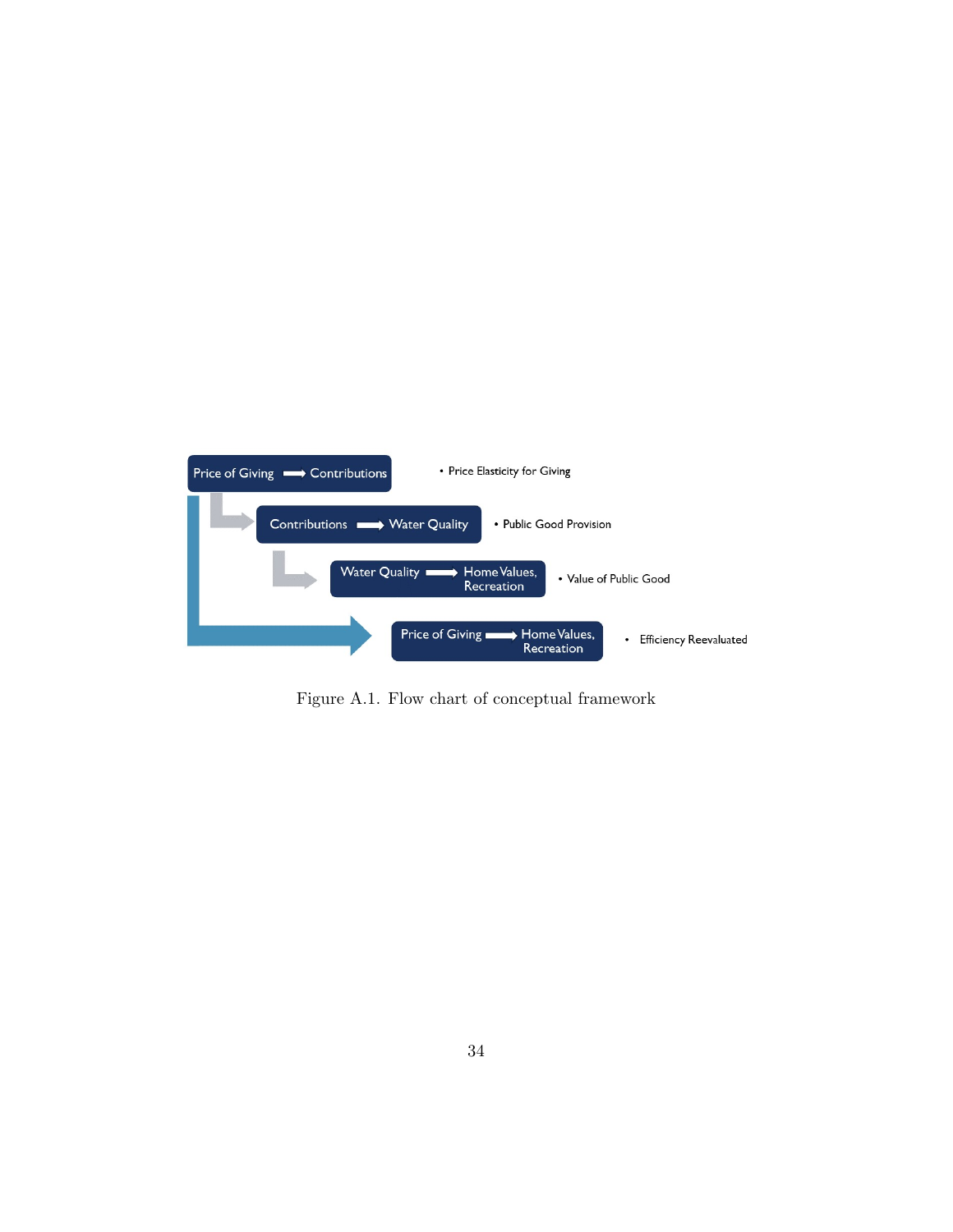Price of Giving ⟶ Contributions

• Price Elasticity for Giving

Contributions ⟶ Water Quality

• Public Good Provision

Water Quality ⟶ Home Values, Recreation

• Value of Public Good

Price of Giving ⟶ Home Values, Recreation

• Efficiency Reevaluated

Figure A.1. Flow chart of conceptual framework